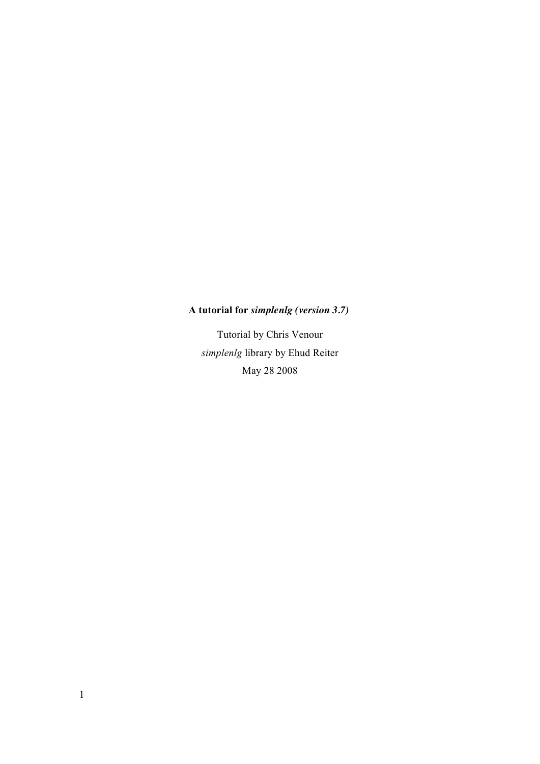**A tutorial for *simplenlg (version 3.7)***

Tutorial by Chris Venour

*simplenlg* library by Ehud Reiter

May 28 2008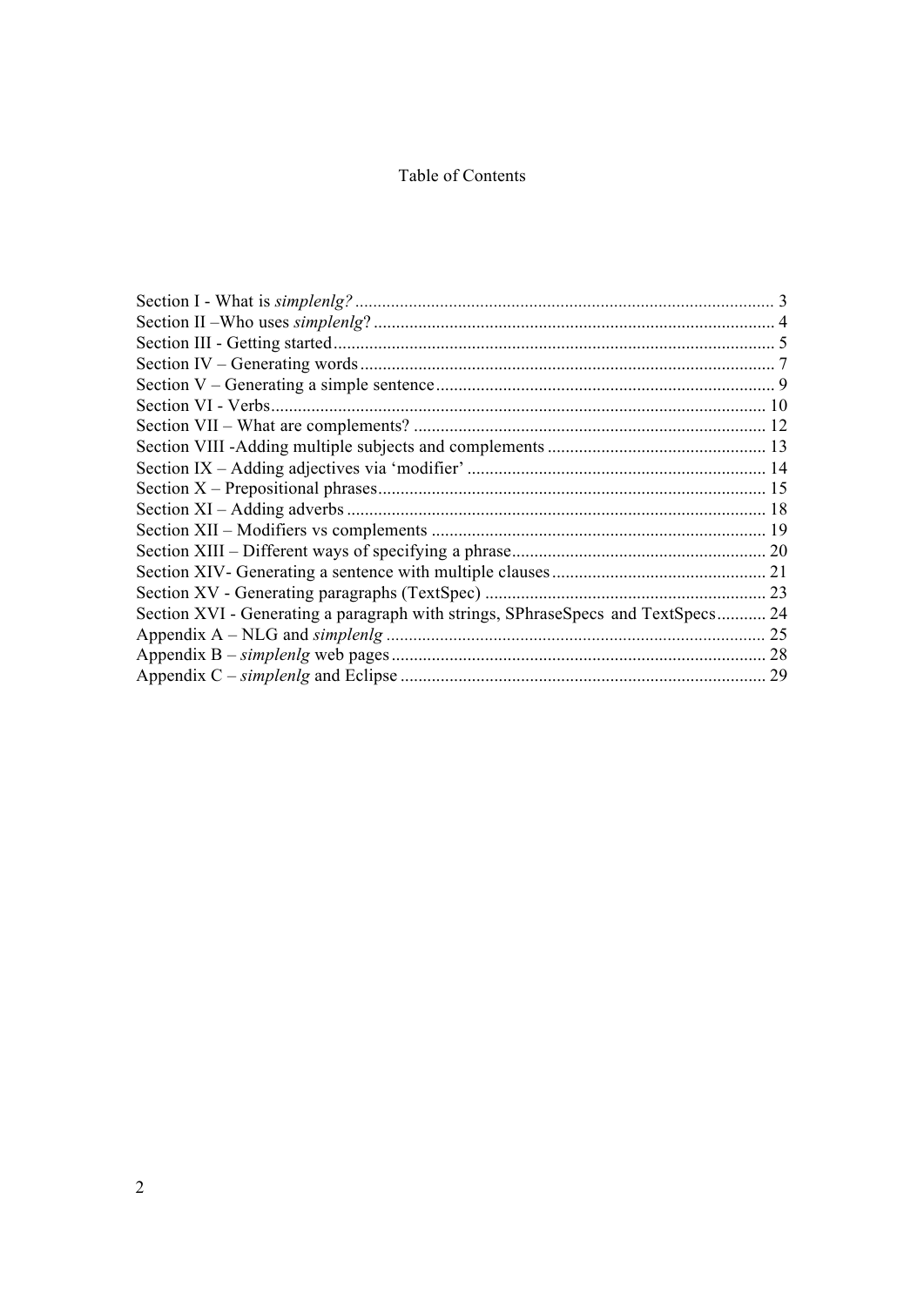# Table of Contents

Section I - What is *simplenlg?* ............................................................................................ 3
Section II –Who uses *simplenlg*? ........................................................................................ 4
Section III - Getting started................................................................................................. 5
Section IV – Generating words ........................................................................................... 7
Section V – Generating a simple sentence ........................................................................... 9
Section VI - Verbs.............................................................................................................. 10
Section VII – What are complements? .............................................................................. 12
Section VIII -Adding multiple subjects and complements ................................................ 13
Section IX – Adding adjectives via 'modifier' .................................................................. 14
Section X – Prepositional phrases...................................................................................... 15
Section XI – Adding adverbs ............................................................................................. 18
Section XII – Modifiers vs complements .......................................................................... 19
Section XIII – Different ways of specifying a phrase......................................................... 20
Section XIV- Generating a sentence with multiple clauses ............................................... 21
Section XV - Generating paragraphs (TextSpec) .............................................................. 23
Section XVI - Generating a paragraph with strings, SPhraseSpecs and TextSpecs........... 24
Appendix A – NLG and *simplenlg* ..................................................................................... 25
Appendix B – *simplenlg* web pages .................................................................................... 28
Appendix C – *simplenlg* and Eclipse ................................................................................. 29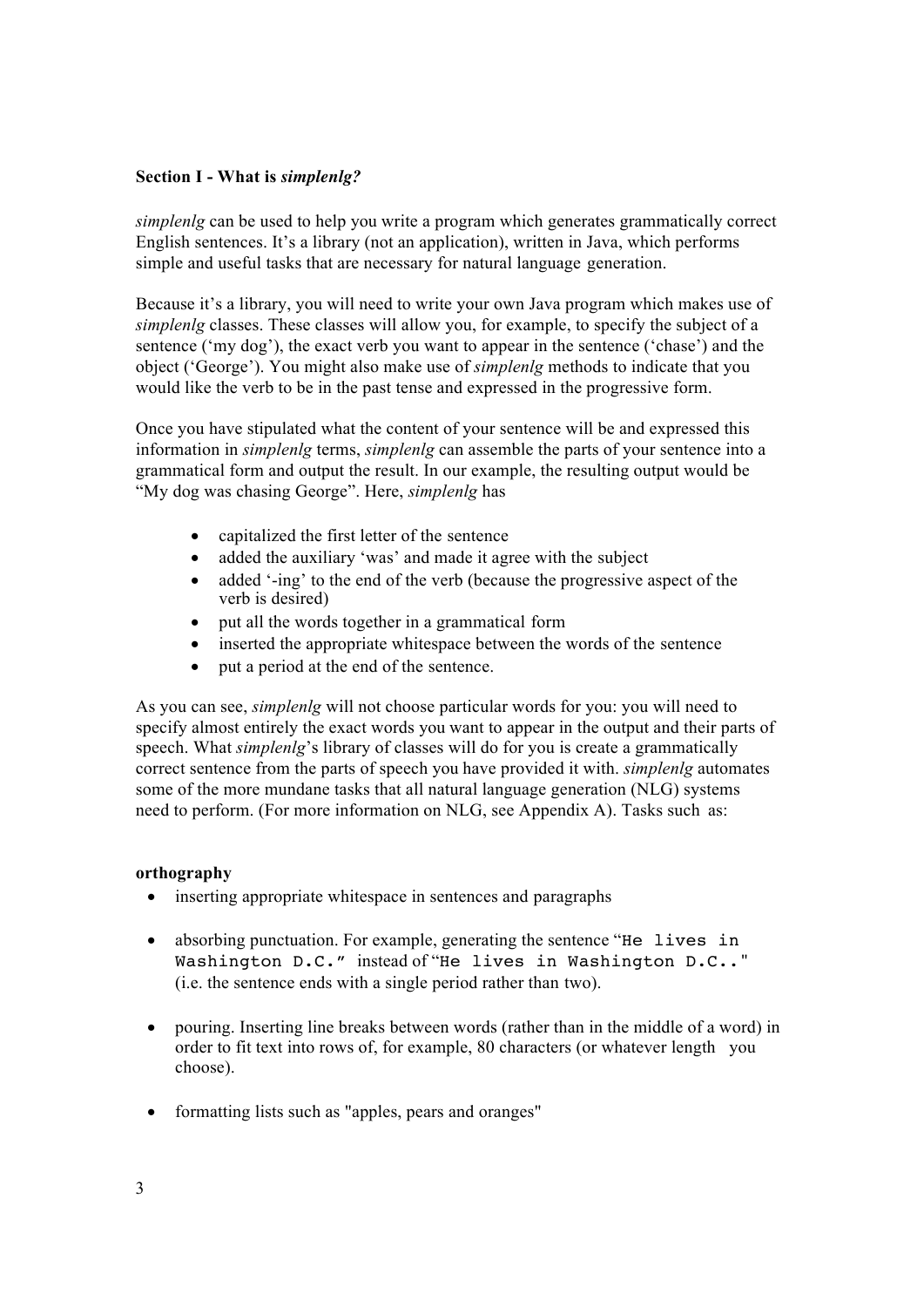## Section I - What is *simplenlg?*

*simplenlg* can be used to help you write a program which generates grammatically correct English sentences. It's a library (not an application), written in Java, which performs simple and useful tasks that are necessary for natural language generation.

Because it's a library, you will need to write your own Java program which makes use of *simplenlg* classes. These classes will allow you, for example, to specify the subject of a sentence ('my dog'), the exact verb you want to appear in the sentence ('chase') and the object ('George'). You might also make use of *simplenlg* methods to indicate that you would like the verb to be in the past tense and expressed in the progressive form.

Once you have stipulated what the content of your sentence will be and expressed this information in *simplenlg* terms, *simplenlg* can assemble the parts of your sentence into a grammatical form and output the result. In our example, the resulting output would be "My dog was chasing George". Here, *simplenlg* has

- capitalized the first letter of the sentence
- added the auxiliary 'was' and made it agree with the subject
- added '-ing' to the end of the verb (because the progressive aspect of the verb is desired)
- put all the words together in a grammatical form
- inserted the appropriate whitespace between the words of the sentence
- put a period at the end of the sentence.

As you can see, *simplenlg* will not choose particular words for you: you will need to specify almost entirely the exact words you want to appear in the output and their parts of speech. What *simplenlg*'s library of classes will do for you is create a grammatically correct sentence from the parts of speech you have provided it with. *simplenlg* automates some of the more mundane tasks that all natural language generation (NLG) systems need to perform. (For more information on NLG, see Appendix A). Tasks such as:

**orthography**

- inserting appropriate whitespace in sentences and paragraphs
- absorbing punctuation. For example, generating the sentence "`He lives in Washington D.C.`" instead of "`He lives in Washington D.C..`" (i.e. the sentence ends with a single period rather than two).
- pouring. Inserting line breaks between words (rather than in the middle of a word) in order to fit text into rows of, for example, 80 characters (or whatever length you choose).
- formatting lists such as "apples, pears and oranges"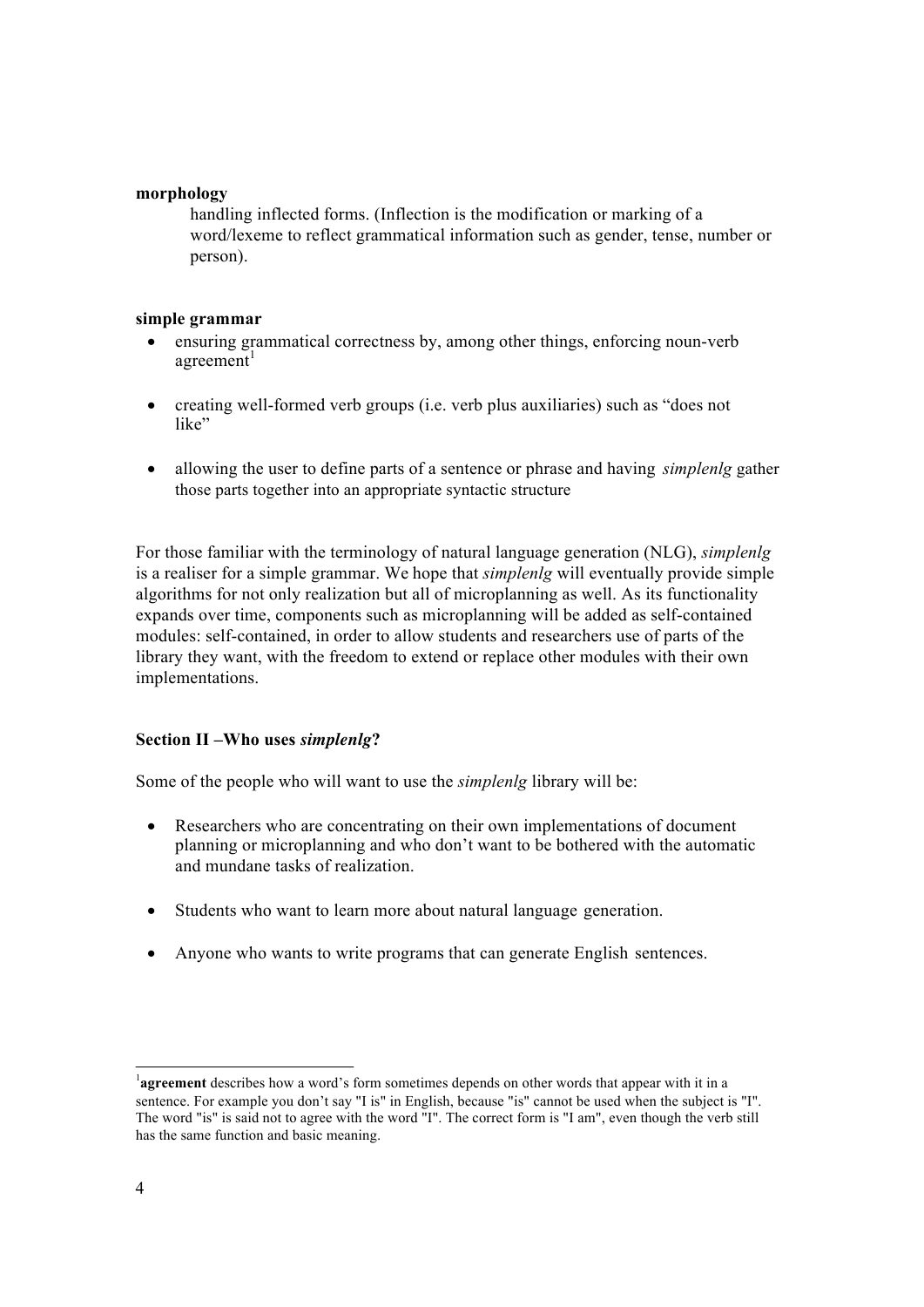**morphology**

handling inflected forms. (Inflection is the modification or marking of a word/lexeme to reflect grammatical information such as gender, tense, number or person).

**simple grammar**

- ensuring grammatical correctness by, among other things, enforcing noun-verb agreement[1]
- creating well-formed verb groups (i.e. verb plus auxiliaries) such as "does not like"
- allowing the user to define parts of a sentence or phrase and having *simplenlg* gather those parts together into an appropriate syntactic structure

For those familiar with the terminology of natural language generation (NLG), *simplenlg* is a realiser for a simple grammar. We hope that *simplenlg* will eventually provide simple algorithms for not only realization but all of microplanning as well. As its functionality expands over time, components such as microplanning will be added as self-contained modules: self-contained, in order to allow students and researchers use of parts of the library they want, with the freedom to extend or replace other modules with their own implementations.

**Section II –Who uses *simplenlg*?**

Some of the people who will want to use the *simplenlg* library will be:

- Researchers who are concentrating on their own implementations of document planning or microplanning and who don't want to be bothered with the automatic and mundane tasks of realization.
- Students who want to learn more about natural language generation.
- Anyone who wants to write programs that can generate English sentences.

---

[1] **agreement** describes how a word's form sometimes depends on other words that appear with it in a sentence. For example you don't say "I is" in English, because "is" cannot be used when the subject is "I". The word "is" is said not to agree with the word "I". The correct form is "I am", even though the verb still has the same function and basic meaning.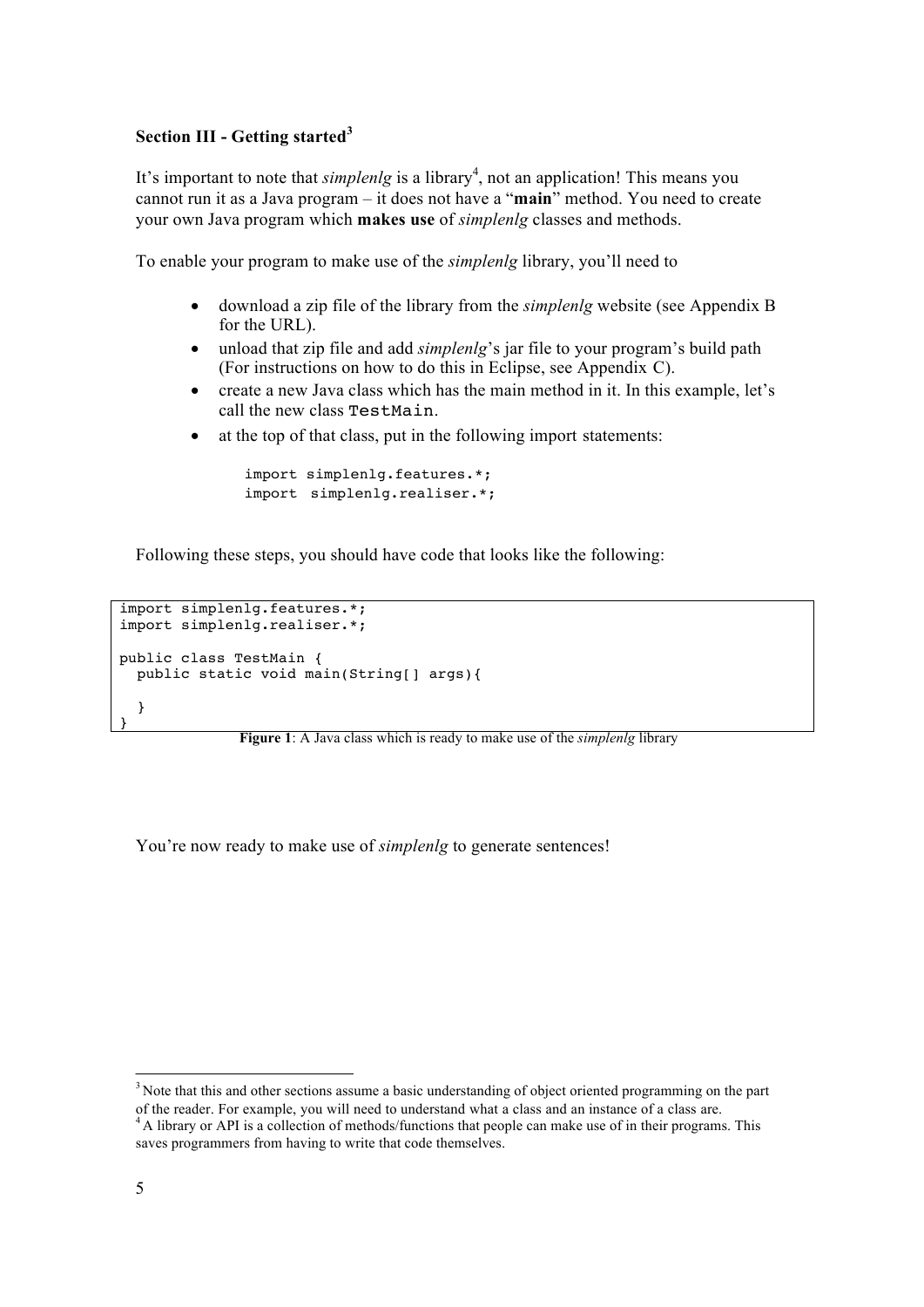### Section III - Getting started[3]

It's important to note that *simplenlg* is a library[4], not an application! This means you cannot run it as a Java program – it does not have a "**main**" method. You need to create your own Java program which **makes use** of *simplenlg* classes and methods.

To enable your program to make use of the *simplenlg* library, you'll need to

- download a zip file of the library from the *simplenlg* website (see Appendix B for the URL).
- unload that zip file and add *simplenlg*'s jar file to your program's build path (For instructions on how to do this in Eclipse, see Appendix C).
- create a new Java class which has the main method in it. In this example, let's call the new class `TestMain`.
- at the top of that class, put in the following import statements:

```
import simplenlg.features.*;
import  simplenlg.realiser.*;
```

Following these steps, you should have code that looks like the following:

```
import simplenlg.features.*;
import simplenlg.realiser.*;

public class TestMain {
  public static void main(String[] args){

  }
}
```

**Figure 1**: A Java class which is ready to make use of the *simplenlg* library

You're now ready to make use of *simplenlg* to generate sentences!

---

[3] Note that this and other sections assume a basic understanding of object oriented programming on the part of the reader. For example, you will need to understand what a class and an instance of a class are.

[4] A library or API is a collection of methods/functions that people can make use of in their programs. This saves programmers from having to write that code themselves.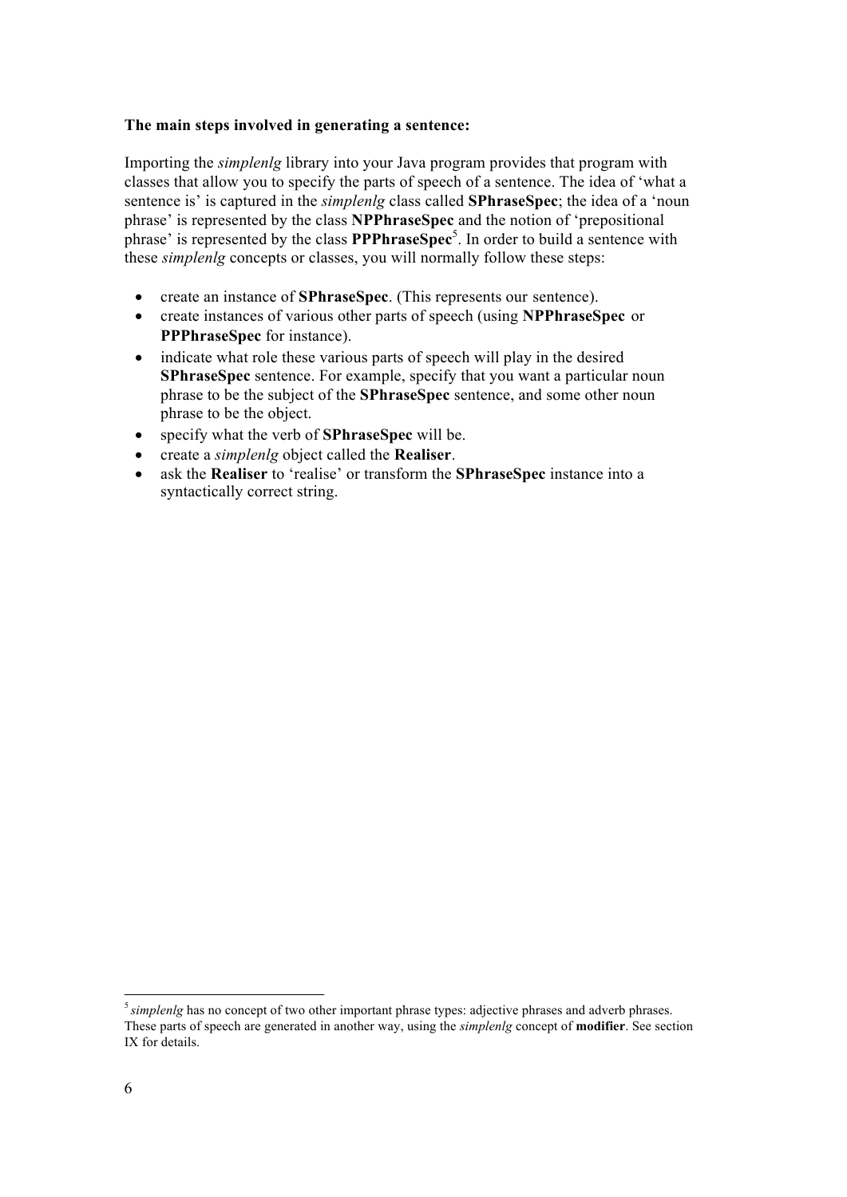**The main steps involved in generating a sentence:**

Importing the *simplenlg* library into your Java program provides that program with classes that allow you to specify the parts of speech of a sentence. The idea of 'what a sentence is' is captured in the *simplenlg* class called **SPhraseSpec**; the idea of a 'noun phrase' is represented by the class **NPPhraseSpec** and the notion of 'prepositional phrase' is represented by the class **PPPhraseSpec**[5]. In order to build a sentence with these *simplenlg* concepts or classes, you will normally follow these steps:

- create an instance of **SPhraseSpec**. (This represents our sentence).
- create instances of various other parts of speech (using **NPPhraseSpec** or **PPPhraseSpec** for instance).
- indicate what role these various parts of speech will play in the desired **SPhraseSpec** sentence. For example, specify that you want a particular noun phrase to be the subject of the **SPhraseSpec** sentence, and some other noun phrase to be the object.
- specify what the verb of **SPhraseSpec** will be.
- create a *simplenlg* object called the **Realiser**.
- ask the **Realiser** to 'realise' or transform the **SPhraseSpec** instance into a syntactically correct string.

---

[5] *simplenlg* has no concept of two other important phrase types: adjective phrases and adverb phrases. These parts of speech are generated in another way, using the *simplenlg* concept of **modifier**. See section IX for details.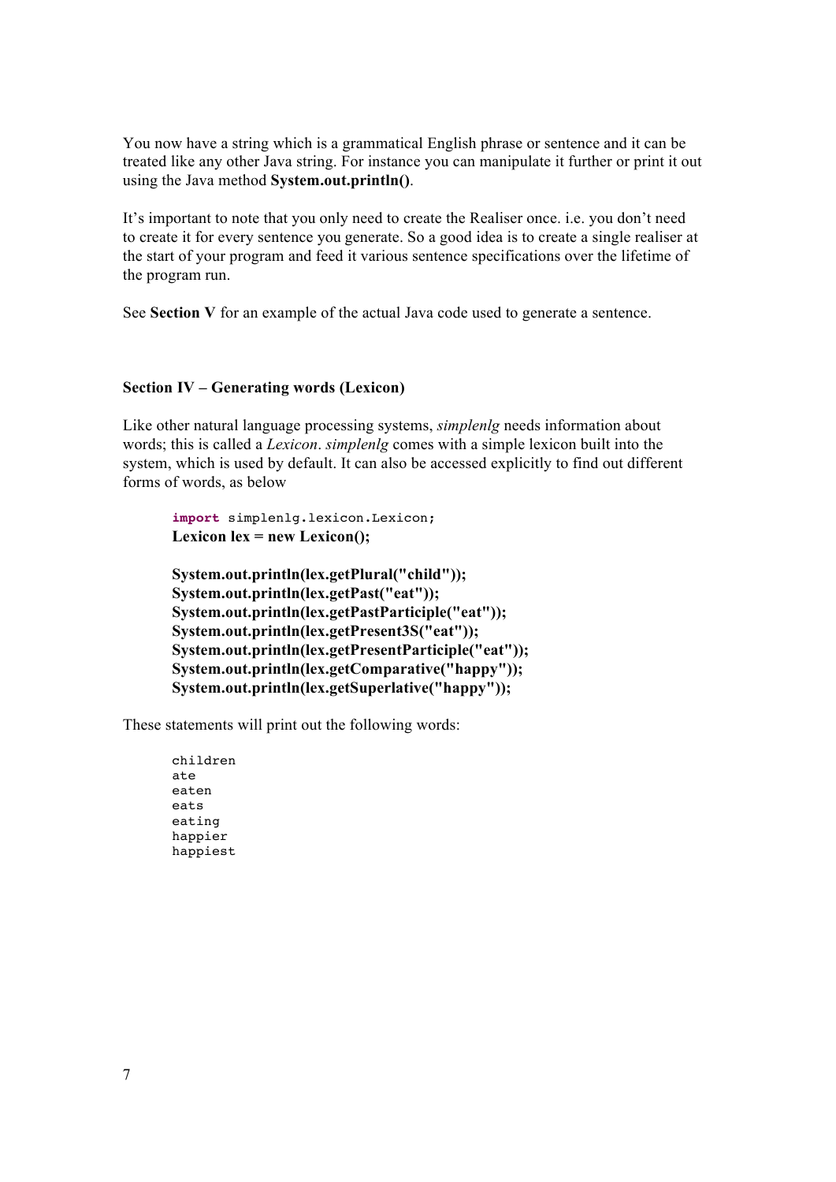You now have a string which is a grammatical English phrase or sentence and it can be treated like any other Java string. For instance you can manipulate it further or print it out using the Java method **System.out.println()**.

It's important to note that you only need to create the Realiser once. i.e. you don't need to create it for every sentence you generate. So a good idea is to create a single realiser at the start of your program and feed it various sentence specifications over the lifetime of the program run.

See **Section V** for an example of the actual Java code used to generate a sentence.

### Section IV – Generating words (Lexicon)

Like other natural language processing systems, *simplenlg* needs information about words; this is called a *Lexicon*. *simplenlg* comes with a simple lexicon built into the system, which is used by default. It can also be accessed explicitly to find out different forms of words, as below

```
import simplenlg.lexicon.Lexicon;
Lexicon lex = new Lexicon();

System.out.println(lex.getPlural("child"));
System.out.println(lex.getPast("eat"));
System.out.println(lex.getPastParticiple("eat"));
System.out.println(lex.getPresent3S("eat"));
System.out.println(lex.getPresentParticiple("eat"));
System.out.println(lex.getComparative("happy"));
System.out.println(lex.getSuperlative("happy"));
```

These statements will print out the following words:

```
children
ate
eaten
eats
eating
happier
happiest
```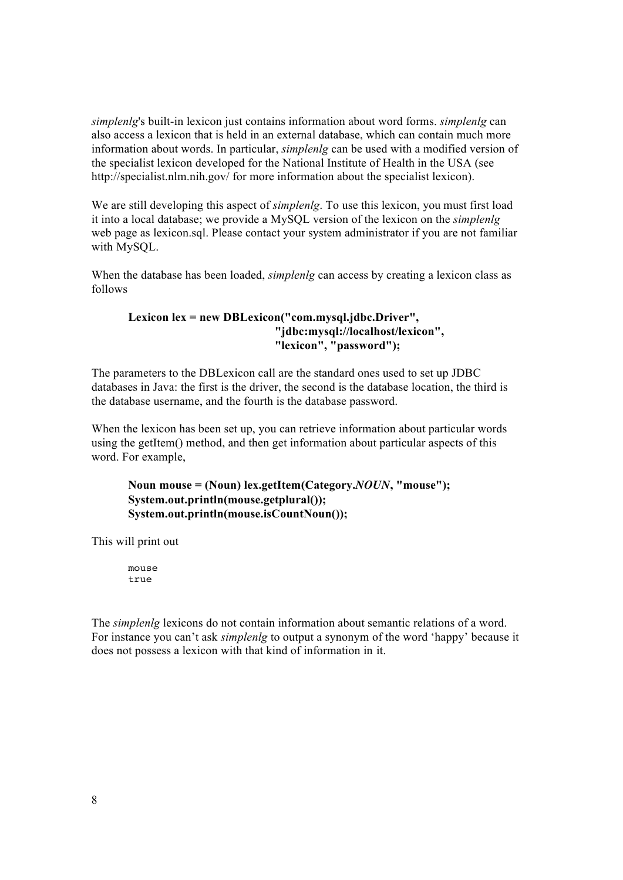*simplenlg*'s built-in lexicon just contains information about word forms. *simplenlg* can also access a lexicon that is held in an external database, which can contain much more information about words. In particular, *simplenlg* can be used with a modified version of the specialist lexicon developed for the National Institute of Health in the USA (see http://specialist.nlm.nih.gov/ for more information about the specialist lexicon).

We are still developing this aspect of *simplenlg*. To use this lexicon, you must first load it into a local database; we provide a MySQL version of the lexicon on the *simplenlg* web page as lexicon.sql. Please contact your system administrator if you are not familiar with MySQL.

When the database has been loaded, *simplenlg* can access by creating a lexicon class as follows

```
Lexicon lex = new DBLexicon("com.mysql.jdbc.Driver",
                            "jdbc:mysql://localhost/lexicon",
                            "lexicon", "password");
```

The parameters to the DBLexicon call are the standard ones used to set up JDBC databases in Java: the first is the driver, the second is the database location, the third is the database username, and the fourth is the database password.

When the lexicon has been set up, you can retrieve information about particular words using the getItem() method, and then get information about particular aspects of this word. For example,

```
Noun mouse = (Noun) lex.getItem(Category.NOUN, "mouse");
System.out.println(mouse.getplural());
System.out.println(mouse.isCountNoun());
```

This will print out

```
mouse
true
```

The *simplenlg* lexicons do not contain information about semantic relations of a word. For instance you can't ask *simplenlg* to output a synonym of the word 'happy' because it does not possess a lexicon with that kind of information in it.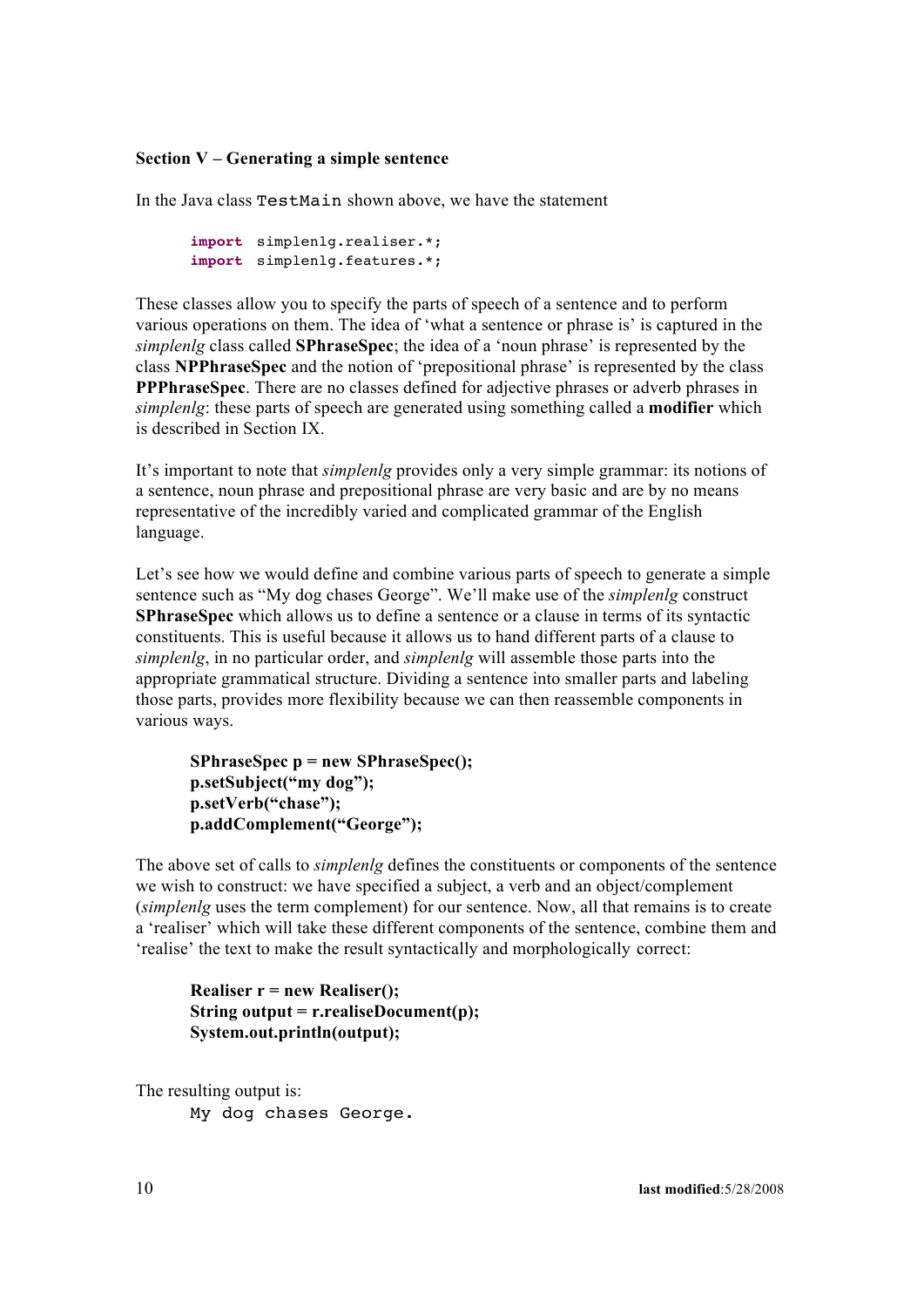**Section V – Generating a simple sentence**

In the Java class `TestMain` shown above, we have the statement

```
import simplenlg.realiser.*;
import simplenlg.features.*;
```

These classes allow you to specify the parts of speech of a sentence and to perform various operations on them. The idea of 'what a sentence or phrase is' is captured in the *simplenlg* class called **SPhraseSpec**; the idea of a 'noun phrase' is represented by the class **NPPhraseSpec** and the notion of 'prepositional phrase' is represented by the class **PPPhraseSpec**. There are no classes defined for adjective phrases or adverb phrases in *simplenlg*: these parts of speech are generated using something called a **modifier** which is described in Section IX.

It's important to note that *simplenlg* provides only a very simple grammar: its notions of a sentence, noun phrase and prepositional phrase are very basic and are by no means representative of the incredibly varied and complicated grammar of the English language.

Let's see how we would define and combine various parts of speech to generate a simple sentence such as "My dog chases George". We'll make use of the *simplenlg* construct **SPhraseSpec** which allows us to define a sentence or a clause in terms of its syntactic constituents. This is useful because it allows us to hand different parts of a clause to *simplenlg*, in no particular order, and *simplenlg* will assemble those parts into the appropriate grammatical structure. Dividing a sentence into smaller parts and labeling those parts, provides more flexibility because we can then reassemble components in various ways.

```
SPhraseSpec p = new SPhraseSpec();
p.setSubject("my dog");
p.setVerb("chase");
p.addComplement("George");
```

The above set of calls to *simplenlg* defines the constituents or components of the sentence we wish to construct: we have specified a subject, a verb and an object/complement (*simplenlg* uses the term complement) for our sentence. Now, all that remains is to create a 'realiser' which will take these different components of the sentence, combine them and 'realise' the text to make the result syntactically and morphologically correct:

```
Realiser r = new Realiser();
String output = r.realiseDocument(p);
System.out.println(output);
```

The resulting output is:

```
My dog chases George.
```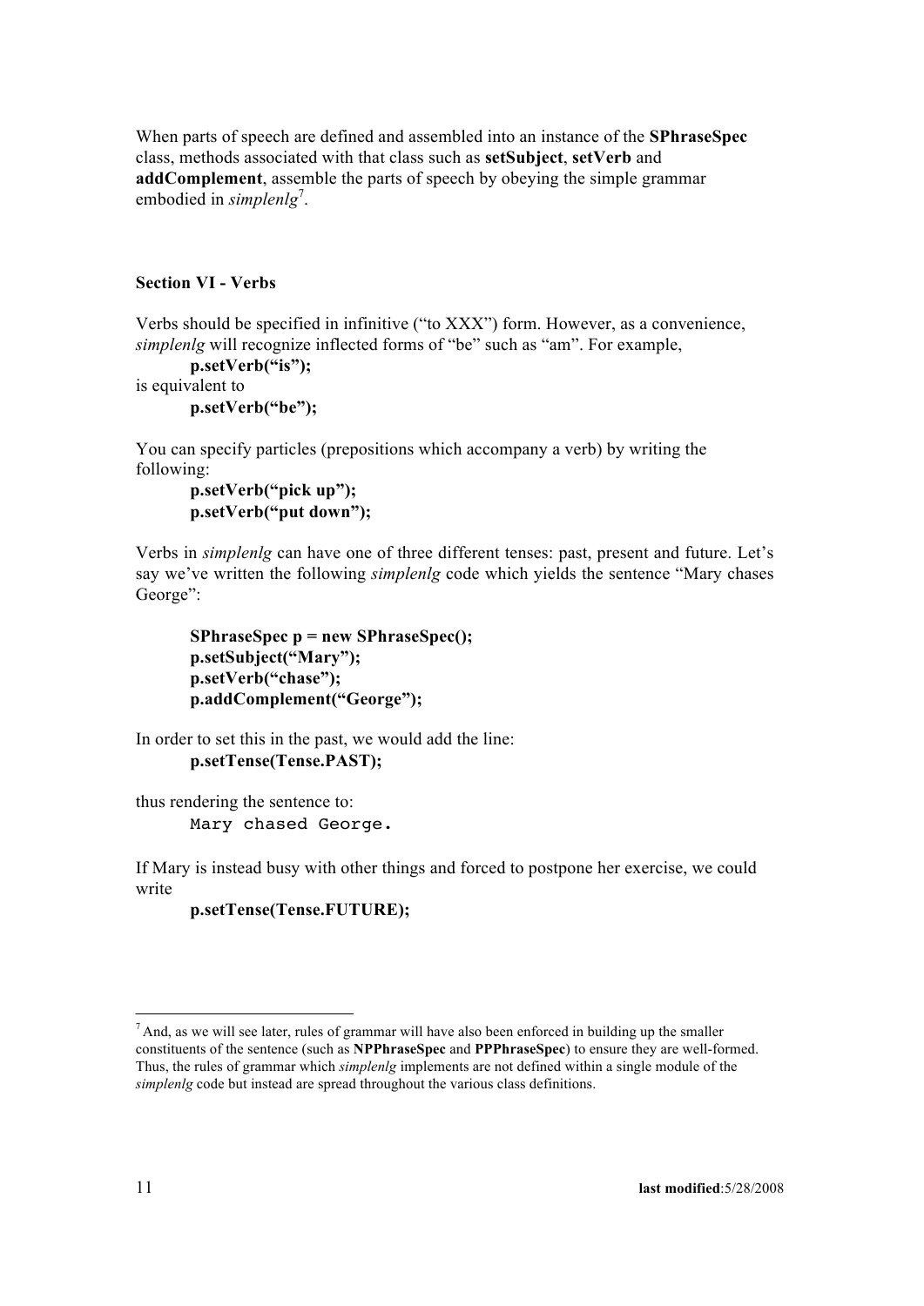When parts of speech are defined and assembled into an instance of the **SPhraseSpec** class, methods associated with that class such as **setSubject**, **setVerb** and **addComplement**, assemble the parts of speech by obeying the simple grammar embodied in *simplenlg*[7].

### Section VI - Verbs

Verbs should be specified in infinitive ("to XXX") form. However, as a convenience, *simplenlg* will recognize inflected forms of "be" such as "am". For example,

```
p.setVerb("is");
```

is equivalent to

```
p.setVerb("be");
```

You can specify particles (prepositions which accompany a verb) by writing the following:

```
p.setVerb("pick up");
p.setVerb("put down");
```

Verbs in *simplenlg* can have one of three different tenses: past, present and future. Let's say we've written the following *simplenlg* code which yields the sentence "Mary chases George":

```
SPhraseSpec p = new SPhraseSpec();
p.setSubject("Mary");
p.setVerb("chase");
p.addComplement("George");
```

In order to set this in the past, we would add the line:

```
p.setTense(Tense.PAST);
```

thus rendering the sentence to:

```
Mary chased George.
```

If Mary is instead busy with other things and forced to postpone her exercise, we could write

```
p.setTense(Tense.FUTURE);
```

---

[7] And, as we will see later, rules of grammar will have also been enforced in building up the smaller constituents of the sentence (such as **NPPhraseSpec** and **PPPhraseSpec**) to ensure they are well-formed. Thus, the rules of grammar which *simplenlg* implements are not defined within a single module of the *simplenlg* code but instead are spread throughout the various class definitions.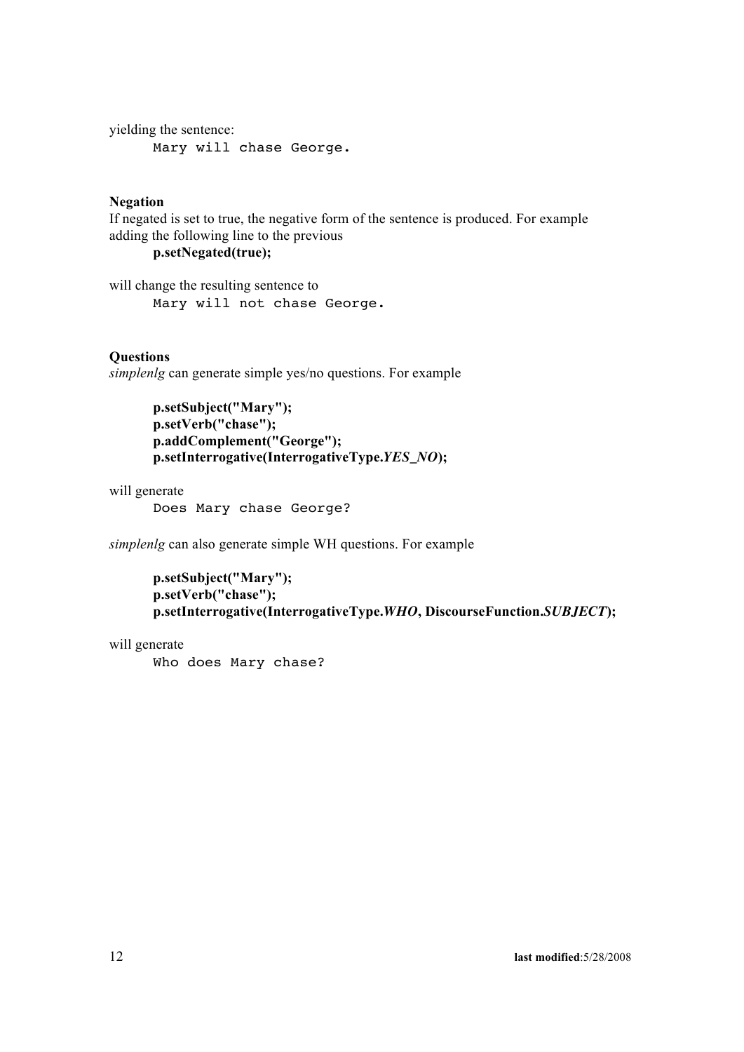yielding the sentence:

```
Mary will chase George.
```

**Negation**

If negated is set to true, the negative form of the sentence is produced. For example adding the following line to the previous

```
p.setNegated(true);
```

will change the resulting sentence to

```
Mary will not chase George.
```

**Questions**

*simplenlg* can generate simple yes/no questions. For example

```
p.setSubject("Mary");
p.setVerb("chase");
p.addComplement("George");
p.setInterrogative(InterrogativeType.YES_NO);
```

will generate

```
Does Mary chase George?
```

*simplenlg* can also generate simple WH questions. For example

```
p.setSubject("Mary");
p.setVerb("chase");
p.setInterrogative(InterrogativeType.WHO, DiscourseFunction.SUBJECT);
```

will generate

```
Who does Mary chase?
```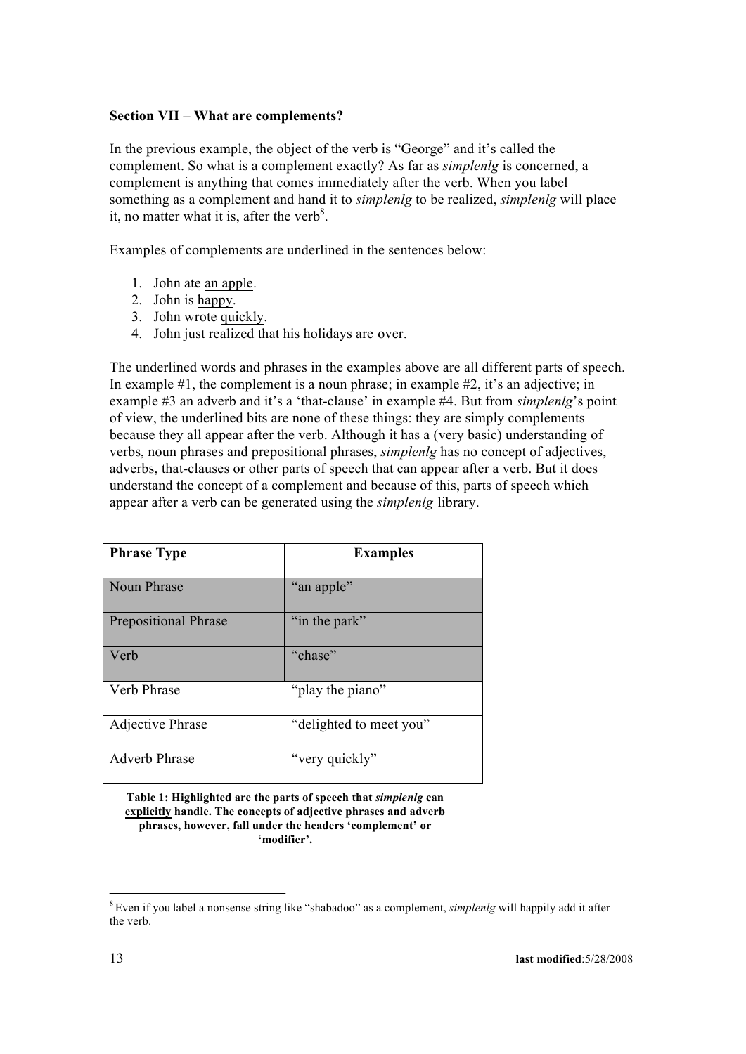**Section VII – What are complements?**

In the previous example, the object of the verb is "George" and it's called the complement. So what is a complement exactly? As far as *simplenlg* is concerned, a complement is anything that comes immediately after the verb. When you label something as a complement and hand it to *simplenlg* to be realized, *simplenlg* will place it, no matter what it is, after the verb[8].

Examples of complements are underlined in the sentences below:

1. John ate <u>an apple</u>.
2. John is <u>happy</u>.
3. John wrote <u>quickly</u>.
4. John just realized <u>that his holidays are over</u>.

The underlined words and phrases in the examples above are all different parts of speech. In example #1, the complement is a noun phrase; in example #2, it's an adjective; in example #3 an adverb and it's a 'that-clause' in example #4. But from *simplenlg*'s point of view, the underlined bits are none of these things: they are simply complements because they all appear after the verb. Although it has a (very basic) understanding of verbs, noun phrases and prepositional phrases, *simplenlg* has no concept of adjectives, adverbs, that-clauses or other parts of speech that can appear after a verb. But it does understand the concept of a complement and because of this, parts of speech which appear after a verb can be generated using the *simplenlg* library.

| Phrase Type | Examples |
|---|---|
| Noun Phrase | "an apple" |
| Prepositional Phrase | "in the park" |
| Verb | "chase" |
| Verb Phrase | "play the piano" |
| Adjective Phrase | "delighted to meet you" |
| Adverb Phrase | "very quickly" |

**Table 1: Highlighted are the parts of speech that *simplenlg* can <u>explicitly</u> handle. The concepts of adjective phrases and adverb phrases, however, fall under the headers 'complement' or 'modifier'.**

[8] Even if you label a nonsense string like "shabadoo" as a complement, *simplenlg* will happily add it after the verb.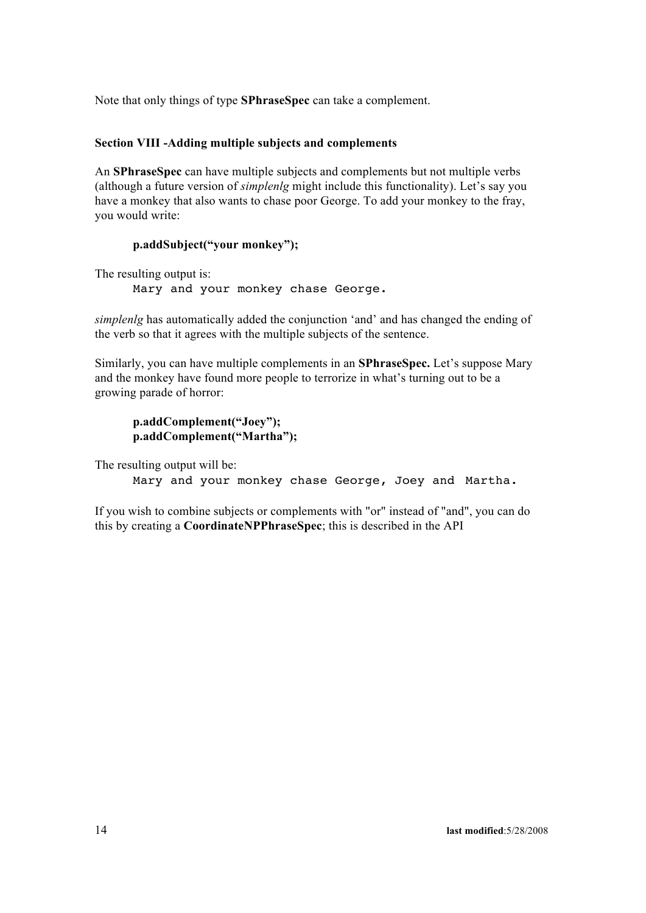Note that only things of type **SPhraseSpec** can take a complement.

### Section VIII -Adding multiple subjects and complements

An **SPhraseSpec** can have multiple subjects and complements but not multiple verbs (although a future version of *simplenlg* might include this functionality). Let's say you have a monkey that also wants to chase poor George. To add your monkey to the fray, you would write:

```
p.addSubject("your monkey");
```

The resulting output is:

```
Mary and your monkey chase George.
```

*simplenlg* has automatically added the conjunction 'and' and has changed the ending of the verb so that it agrees with the multiple subjects of the sentence.

Similarly, you can have multiple complements in an **SPhraseSpec.** Let's suppose Mary and the monkey have found more people to terrorize in what's turning out to be a growing parade of horror:

```
p.addComplement("Joey");
p.addComplement("Martha");
```

The resulting output will be:

```
Mary and your monkey chase George, Joey and  Martha.
```

If you wish to combine subjects or complements with "or" instead of "and", you can do this by creating a **CoordinateNPPhraseSpec**; this is described in the API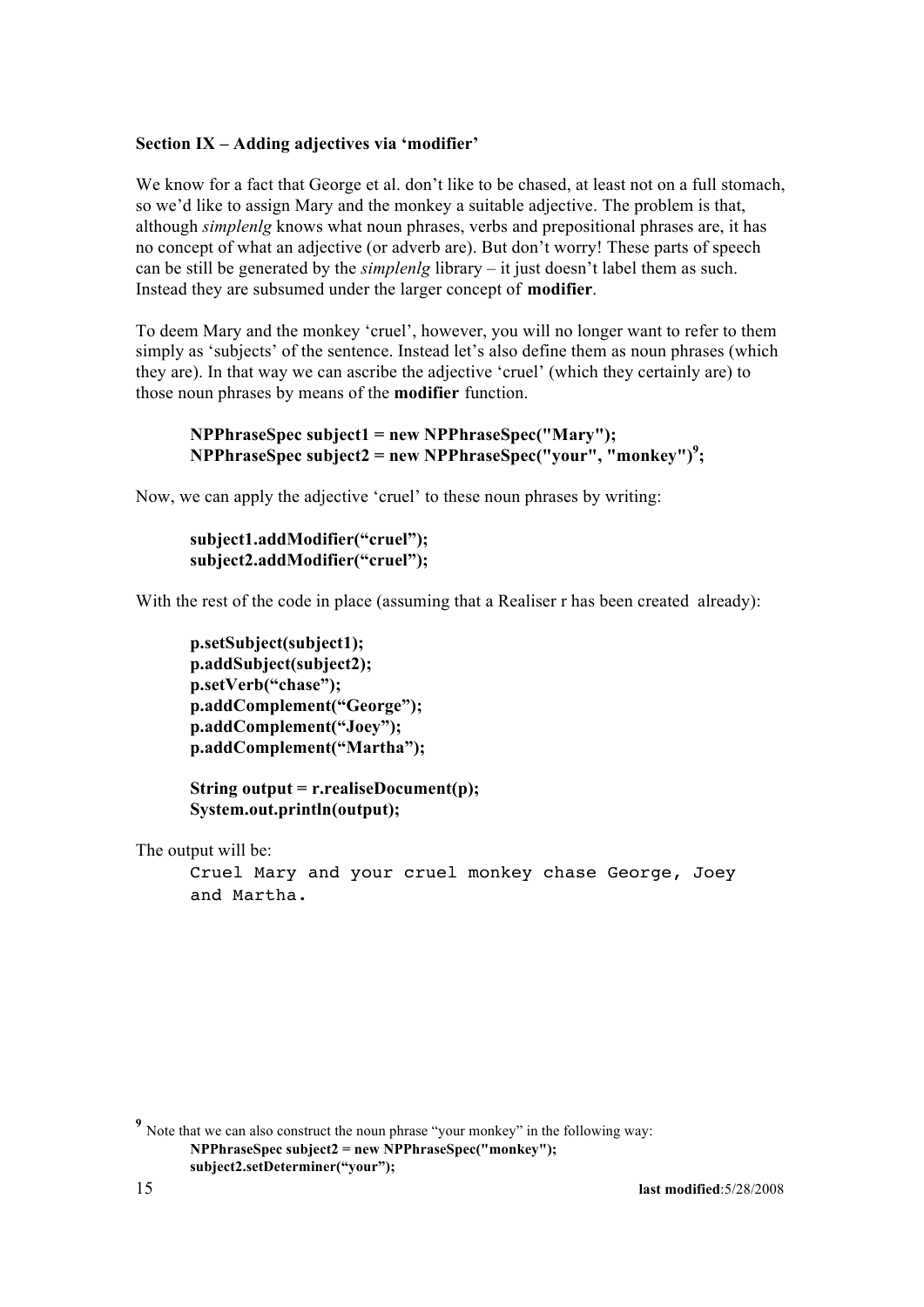### Section IX – Adding adjectives via 'modifier'

We know for a fact that George et al. don't like to be chased, at least not on a full stomach, so we'd like to assign Mary and the monkey a suitable adjective. The problem is that, although *simplenlg* knows what noun phrases, verbs and prepositional phrases are, it has no concept of what an adjective (or adverb are). But don't worry! These parts of speech can be still be generated by the *simplenlg* library – it just doesn't label them as such. Instead they are subsumed under the larger concept of **modifier**.

To deem Mary and the monkey 'cruel', however, you will no longer want to refer to them simply as 'subjects' of the sentence. Instead let's also define them as noun phrases (which they are). In that way we can ascribe the adjective 'cruel' (which they certainly are) to those noun phrases by means of the **modifier** function.

```
NPPhraseSpec subject1 = new NPPhraseSpec("Mary");
NPPhraseSpec subject2 = new NPPhraseSpec("your", "monkey")[9];
```

Now, we can apply the adjective 'cruel' to these noun phrases by writing:

```
subject1.addModifier("cruel");
subject2.addModifier("cruel");
```

With the rest of the code in place (assuming that a Realiser r has been created already):

```
p.setSubject(subject1);
p.addSubject(subject2);
p.setVerb("chase");
p.addComplement("George");
p.addComplement("Joey");
p.addComplement("Martha");

String output = r.realiseDocument(p);
System.out.println(output);
```

The output will be:

```
Cruel Mary and your cruel monkey chase George, Joey
and Martha.
```

[9] Note that we can also construct the noun phrase "your monkey" in the following way:

```
NPPhraseSpec subject2 = new NPPhraseSpec("monkey");
subject2.setDeterminer("your");
```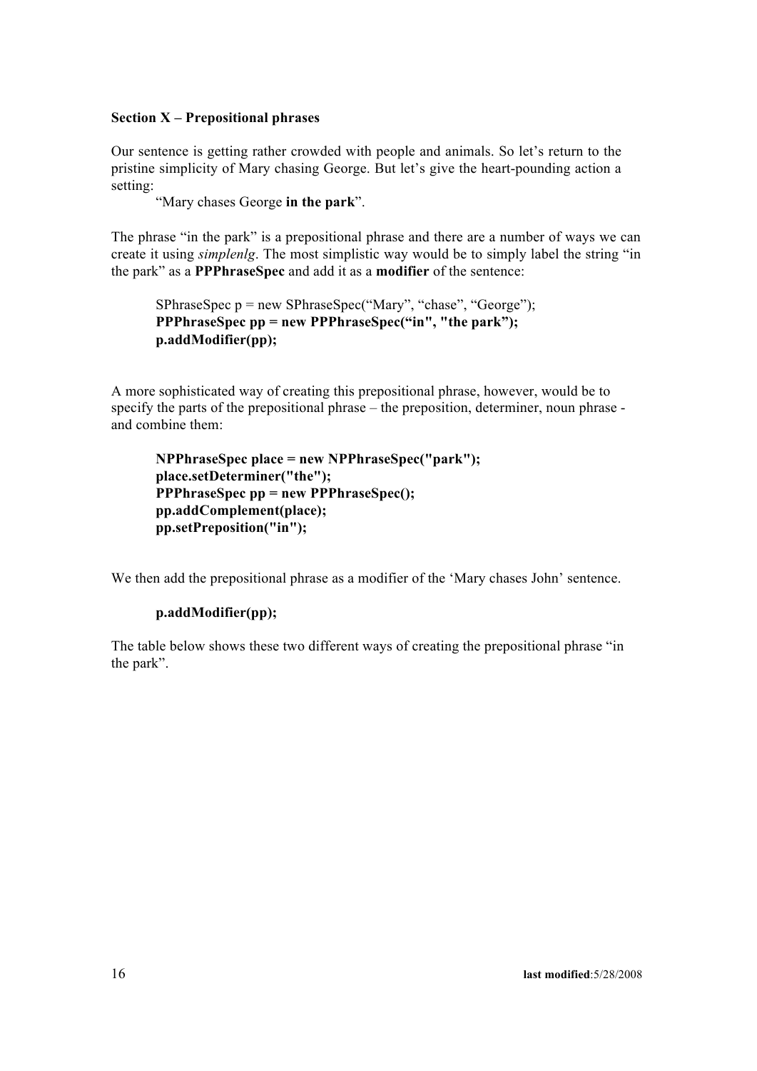**Section X – Prepositional phrases**

Our sentence is getting rather crowded with people and animals. So let's return to the pristine simplicity of Mary chasing George. But let's give the heart-pounding action a setting:

"Mary chases George **in the park**".

The phrase "in the park" is a prepositional phrase and there are a number of ways we can create it using *simplenlg*. The most simplistic way would be to simply label the string "in the park" as a **PPPhraseSpec** and add it as a **modifier** of the sentence:

```
SPhraseSpec p = new SPhraseSpec("Mary", "chase", "George");
PPPhraseSpec pp = new PPPhraseSpec("in", "the park");
p.addModifier(pp);
```

A more sophisticated way of creating this prepositional phrase, however, would be to specify the parts of the prepositional phrase – the preposition, determiner, noun phrase - and combine them:

```
NPPhraseSpec place = new NPPhraseSpec("park");
place.setDeterminer("the");
PPPhraseSpec pp = new PPPhraseSpec();
pp.addComplement(place);
pp.setPreposition("in");
```

We then add the prepositional phrase as a modifier of the 'Mary chases John' sentence.

```
p.addModifier(pp);
```

The table below shows these two different ways of creating the prepositional phrase "in the park".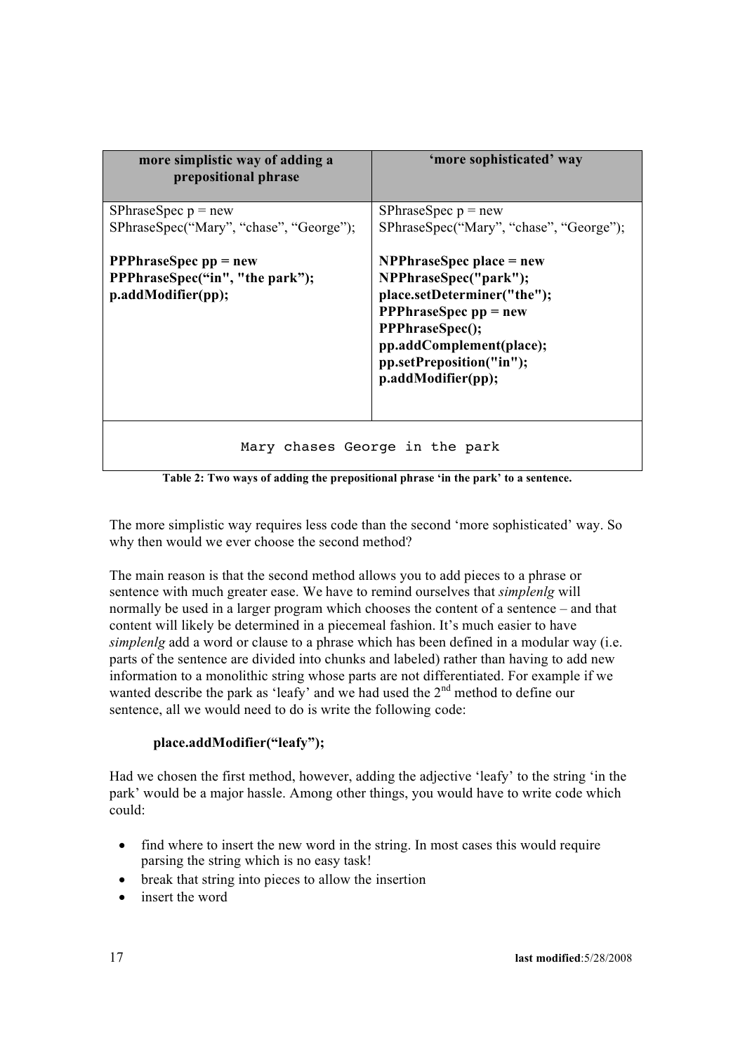| more simplistic way of adding a prepositional phrase | 'more sophisticated' way |
| --- | --- |
| SPhraseSpec p = new SPhraseSpec("Mary", "chase", "George");<br><br>**PPPhraseSpec pp = new PPPhraseSpec("in", "the park");**<br>**p.addModifier(pp);** | SPhraseSpec p = new SPhraseSpec("Mary", "chase", "George");<br><br>**NPPhraseSpec place = new NPPhraseSpec("park");**<br>**place.setDeterminer("the");**<br>**PPPhraseSpec pp = new PPPhraseSpec();**<br>**pp.addComplement(place);**<br>**pp.setPreposition("in");**<br>**p.addModifier(pp);** |
| `Mary chases George in the park` | |

**Table 2: Two ways of adding the prepositional phrase 'in the park' to a sentence.**

The more simplistic way requires less code than the second 'more sophisticated' way. So why then would we ever choose the second method?

The main reason is that the second method allows you to add pieces to a phrase or sentence with much greater ease. We have to remind ourselves that *simplenlg* will normally be used in a larger program which chooses the content of a sentence – and that content will likely be determined in a piecemeal fashion. It's much easier to have *simplenlg* add a word or clause to a phrase which has been defined in a modular way (i.e. parts of the sentence are divided into chunks and labeled) rather than having to add new information to a monolithic string whose parts are not differentiated. For example if we wanted describe the park as 'leafy' and we had used the 2nd method to define our sentence, all we would need to do is write the following code:

```
place.addModifier("leafy");
```

Had we chosen the first method, however, adding the adjective 'leafy' to the string 'in the park' would be a major hassle. Among other things, you would have to write code which could:

- find where to insert the new word in the string. In most cases this would require parsing the string which is no easy task!
- break that string into pieces to allow the insertion
- insert the word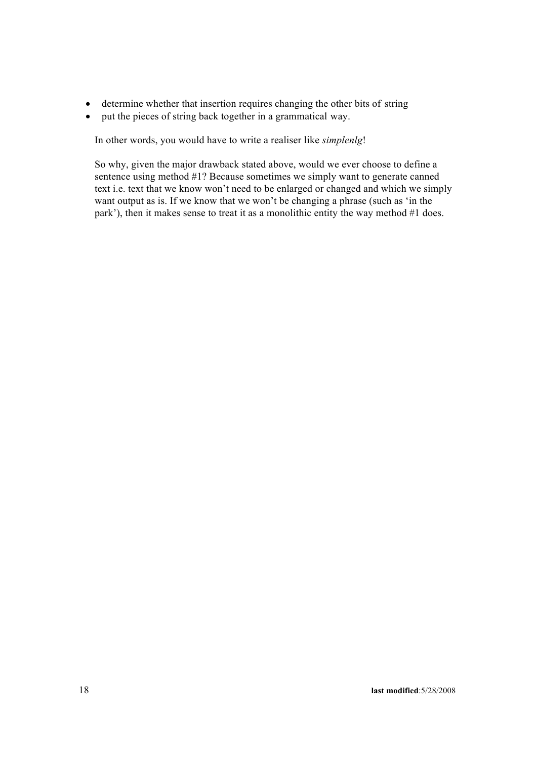- determine whether that insertion requires changing the other bits of string
- put the pieces of string back together in a grammatical way.

In other words, you would have to write a realiser like *simplenlg*!

So why, given the major drawback stated above, would we ever choose to define a sentence using method #1? Because sometimes we simply want to generate canned text i.e. text that we know won't need to be enlarged or changed and which we simply want output as is. If we know that we won't be changing a phrase (such as 'in the park'), then it makes sense to treat it as a monolithic entity the way method #1 does.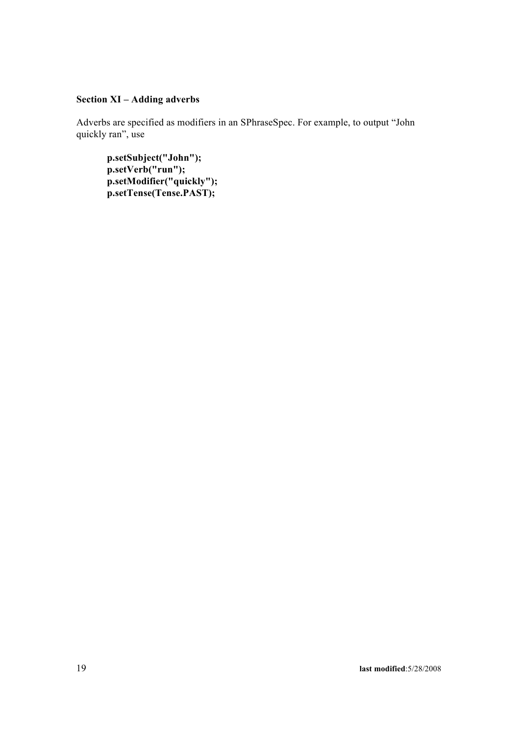## Section XI – Adding adverbs

Adverbs are specified as modifiers in an SPhraseSpec. For example, to output "John quickly ran", use

```
p.setSubject("John");
p.setVerb("run");
p.setModifier("quickly");
p.setTense(Tense.PAST);
```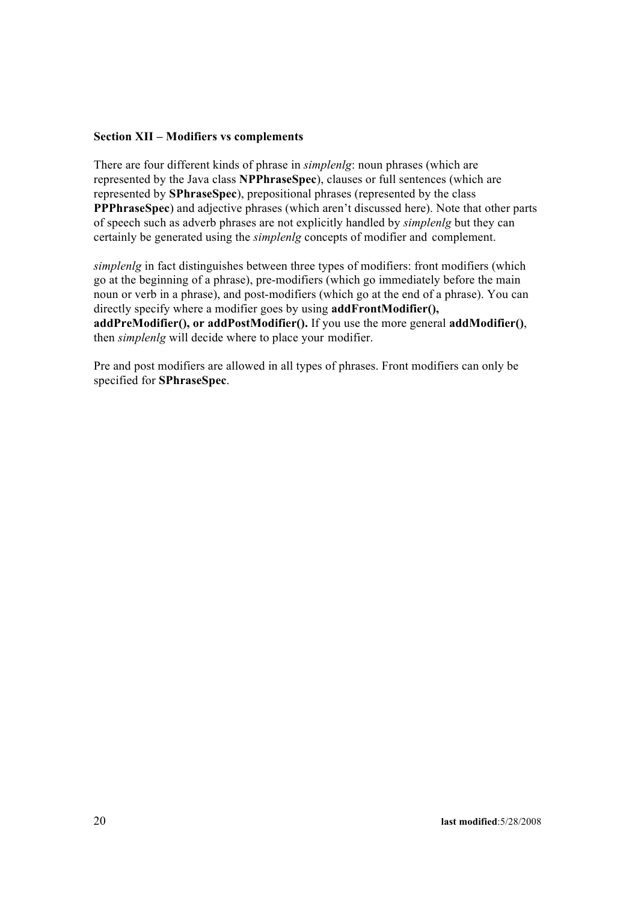**Section XII – Modifiers vs complements**

There are four different kinds of phrase in *simplenlg*: noun phrases (which are represented by the Java class **NPPhraseSpec**), clauses or full sentences (which are represented by **SPhraseSpec**), prepositional phrases (represented by the class **PPPhraseSpec**) and adjective phrases (which aren't discussed here). Note that other parts of speech such as adverb phrases are not explicitly handled by *simplenlg* but they can certainly be generated using the *simplenlg* concepts of modifier and complement.

*simplenlg* in fact distinguishes between three types of modifiers: front modifiers (which go at the beginning of a phrase), pre-modifiers (which go immediately before the main noun or verb in a phrase), and post-modifiers (which go at the end of a phrase). You can directly specify where a modifier goes by using **addFrontModifier(), addPreModifier(), or addPostModifier().** If you use the more general **addModifier()**, then *simplenlg* will decide where to place your modifier.

Pre and post modifiers are allowed in all types of phrases. Front modifiers can only be specified for **SPhraseSpec**.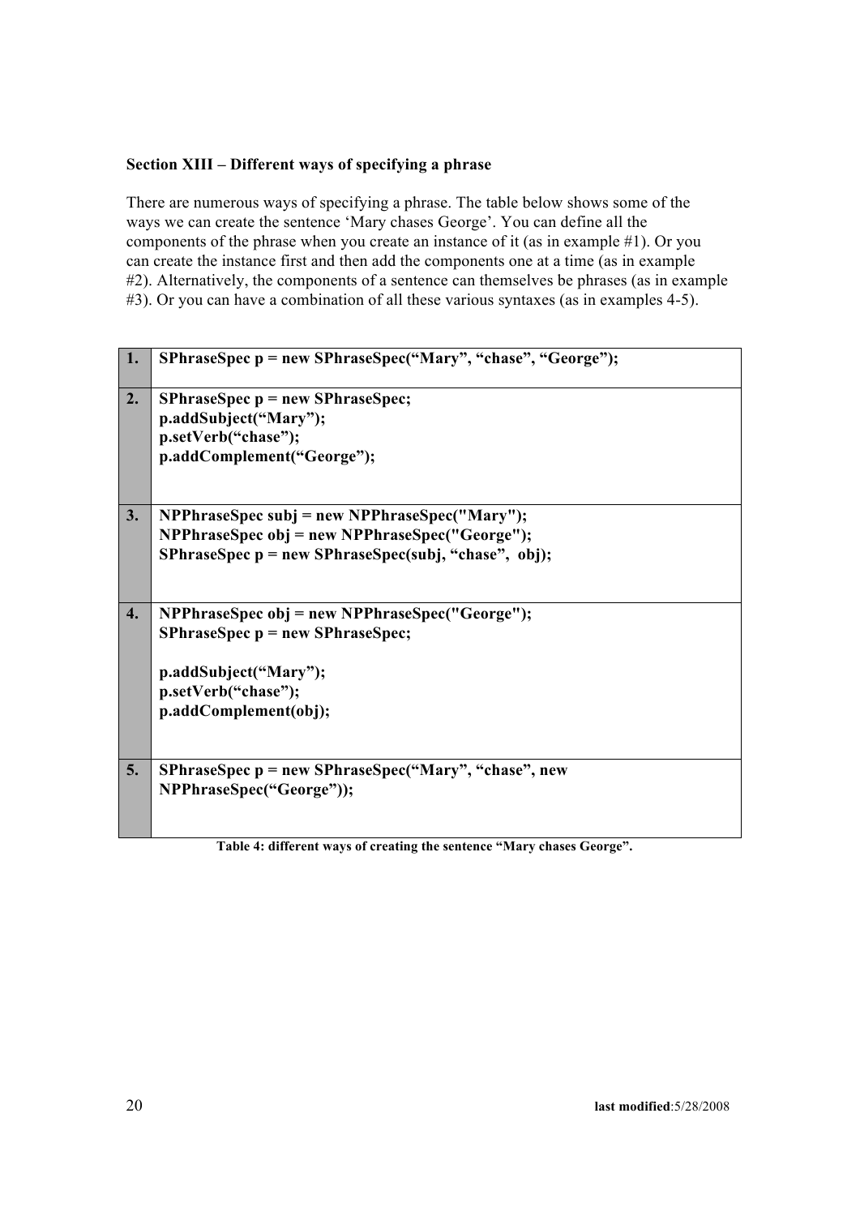**Section XIII – Different ways of specifying a phrase**

There are numerous ways of specifying a phrase. The table below shows some of the ways we can create the sentence 'Mary chases George'. You can define all the components of the phrase when you create an instance of it (as in example #1). Or you can create the instance first and then add the components one at a time (as in example #2). Alternatively, the components of a sentence can themselves be phrases (as in example #3). Or you can have a combination of all these various syntaxes (as in examples 4-5).

| | |
|---|---|
| **1.** | **SPhraseSpec p = new SPhraseSpec("Mary", "chase", "George");** |
| **2.** | **SPhraseSpec p = new SPhraseSpec;**<br>**p.addSubject("Mary");**<br>**p.setVerb("chase");**<br>**p.addComplement("George");** |
| **3.** | **NPPhraseSpec subj = new NPPhraseSpec("Mary");**<br>**NPPhraseSpec obj = new NPPhraseSpec("George");**<br>**SPhraseSpec p = new SPhraseSpec(subj, "chase", obj);** |
| **4.** | **NPPhraseSpec obj = new NPPhraseSpec("George");**<br>**SPhraseSpec p = new SPhraseSpec;**<br><br>**p.addSubject("Mary");**<br>**p.setVerb("chase");**<br>**p.addComplement(obj);** |
| **5.** | **SPhraseSpec p = new SPhraseSpec("Mary", "chase", new NPPhraseSpec("George"));** |

**Table 4: different ways of creating the sentence "Mary chases George".**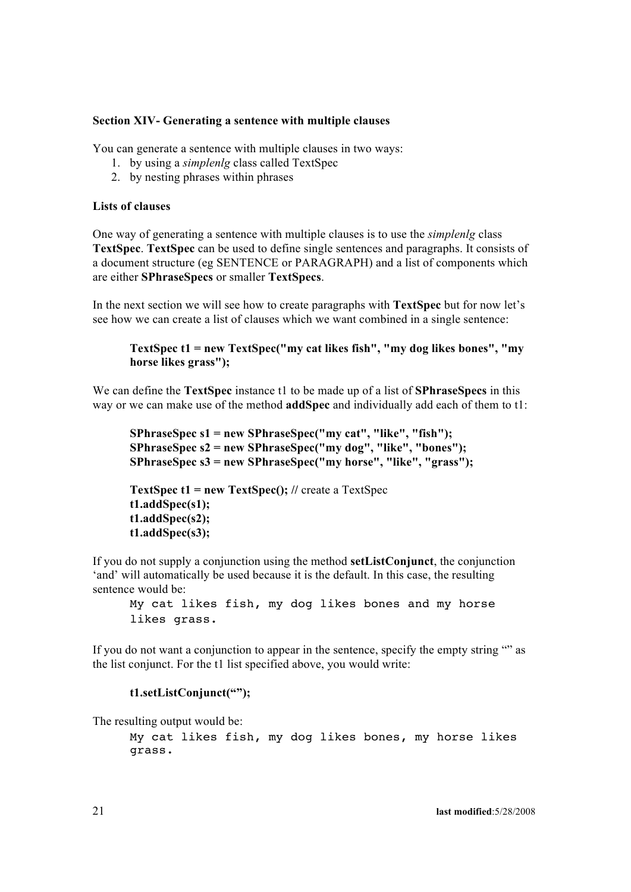### Section XIV- Generating a sentence with multiple clauses

You can generate a sentence with multiple clauses in two ways:

1. by using a *simplenlg* class called TextSpec
2. by nesting phrases within phrases

#### Lists of clauses

One way of generating a sentence with multiple clauses is to use the *simplenlg* class **TextSpec**. **TextSpec** can be used to define single sentences and paragraphs. It consists of a document structure (eg SENTENCE or PARAGRAPH) and a list of components which are either **SPhraseSpecs** or smaller **TextSpecs**.

In the next section we will see how to create paragraphs with **TextSpec** but for now let's see how we can create a list of clauses which we want combined in a single sentence:

```
TextSpec t1 = new TextSpec("my cat likes fish", "my dog likes bones", "my horse likes grass");
```

We can define the **TextSpec** instance t1 to be made up of a list of **SPhraseSpecs** in this way or we can make use of the method **addSpec** and individually add each of them to t1:

```
SPhraseSpec s1 = new SPhraseSpec("my cat", "like", "fish");
SPhraseSpec s2 = new SPhraseSpec("my dog", "like", "bones");
SPhraseSpec s3 = new SPhraseSpec("my horse", "like", "grass");

TextSpec t1 = new TextSpec(); // create a TextSpec
t1.addSpec(s1);
t1.addSpec(s2);
t1.addSpec(s3);
```

If you do not supply a conjunction using the method **setListConjunct**, the conjunction 'and' will automatically be used because it is the default. In this case, the resulting sentence would be:

```
My cat likes fish, my dog likes bones and my horse likes grass.
```

If you do not want a conjunction to appear in the sentence, specify the empty string "" as the list conjunct. For the t1 list specified above, you would write:

```
t1.setListConjunct("");
```

The resulting output would be:

```
My cat likes fish, my dog likes bones, my horse likes grass.
```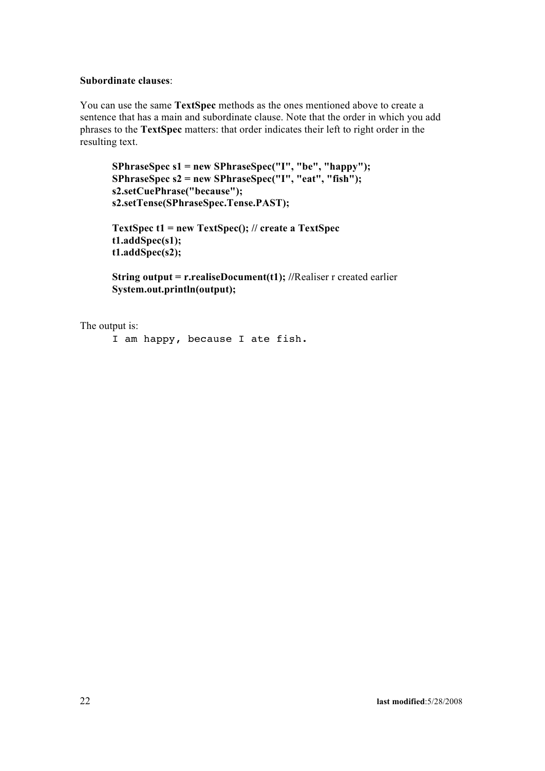**Subordinate clauses**:

You can use the same **TextSpec** methods as the ones mentioned above to create a sentence that has a main and subordinate clause. Note that the order in which you add phrases to the **TextSpec** matters: that order indicates their left to right order in the resulting text.

```
SPhraseSpec s1 = new SPhraseSpec("I", "be", "happy");
SPhraseSpec s2 = new SPhraseSpec("I", "eat", "fish");
s2.setCuePhrase("because");
s2.setTense(SPhraseSpec.Tense.PAST);

TextSpec t1 = new TextSpec(); // create a TextSpec
t1.addSpec(s1);
t1.addSpec(s2);

String output = r.realiseDocument(t1); //Realiser r created earlier
System.out.println(output);
```

The output is:

```
I am happy, because I ate fish.
```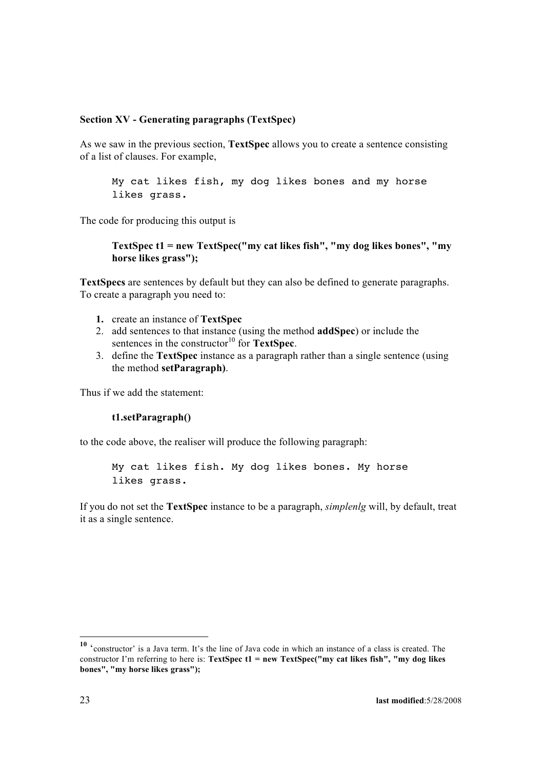**Section XV - Generating paragraphs (TextSpec)**

As we saw in the previous section, **TextSpec** allows you to create a sentence consisting of a list of clauses. For example,

```
My cat likes fish, my dog likes bones and my horse
likes grass.
```

The code for producing this output is

> **TextSpec t1 = new TextSpec("my cat likes fish", "my dog likes bones", "my horse likes grass");**

**TextSpecs** are sentences by default but they can also be defined to generate paragraphs. To create a paragraph you need to:

1. create an instance of **TextSpec**
2. add sentences to that instance (using the method **addSpec**) or include the sentences in the constructor[10] for **TextSpec**.
3. define the **TextSpec** instance as a paragraph rather than a single sentence (using the method **setParagraph)**.

Thus if we add the statement:

> **t1.setParagraph()**

to the code above, the realiser will produce the following paragraph:

```
My cat likes fish. My dog likes bones. My horse
likes grass.
```

If you do not set the **TextSpec** instance to be a paragraph, *simplenlg* will, by default, treat it as a single sentence.

---

[10] 'constructor' is a Java term. It's the line of Java code in which an instance of a class is created. The constructor I'm referring to here is: **TextSpec t1 = new TextSpec("my cat likes fish", "my dog likes bones", "my horse likes grass");**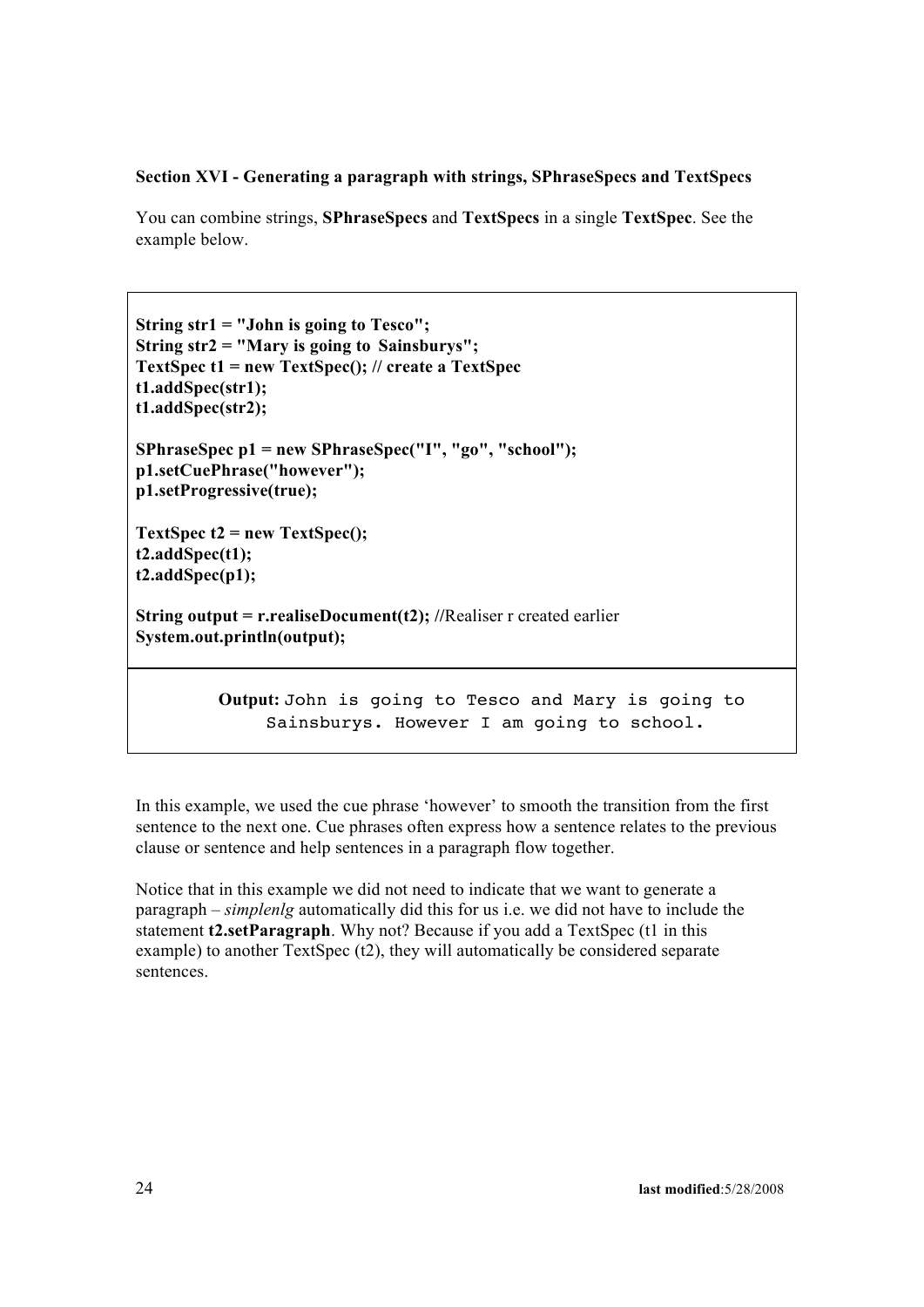### Section XVI - Generating a paragraph with strings, SPhraseSpecs and TextSpecs

You can combine strings, **SPhraseSpecs** and **TextSpecs** in a single **TextSpec**. See the example below.

```
String str1 = "John is going to Tesco";
String str2 = "Mary is going to  Sainsburys";
TextSpec t1 = new TextSpec(); // create a TextSpec
t1.addSpec(str1);
t1.addSpec(str2);

SPhraseSpec p1 = new SPhraseSpec("I", "go", "school");
p1.setCuePhrase("however");
p1.setProgressive(true);

TextSpec t2 = new TextSpec();
t2.addSpec(t1);
t2.addSpec(p1);

String output = r.realiseDocument(t2); //Realiser r created earlier
System.out.println(output);
```

**Output:** `John is going to Tesco and Mary is going to Sainsburys. However I am going to school.`

In this example, we used the cue phrase 'however' to smooth the transition from the first sentence to the next one. Cue phrases often express how a sentence relates to the previous clause or sentence and help sentences in a paragraph flow together.

Notice that in this example we did not need to indicate that we want to generate a paragraph – *simplenlg* automatically did this for us i.e. we did not have to include the statement **t2.setParagraph**. Why not? Because if you add a TextSpec (t1 in this example) to another TextSpec (t2), they will automatically be considered separate sentences.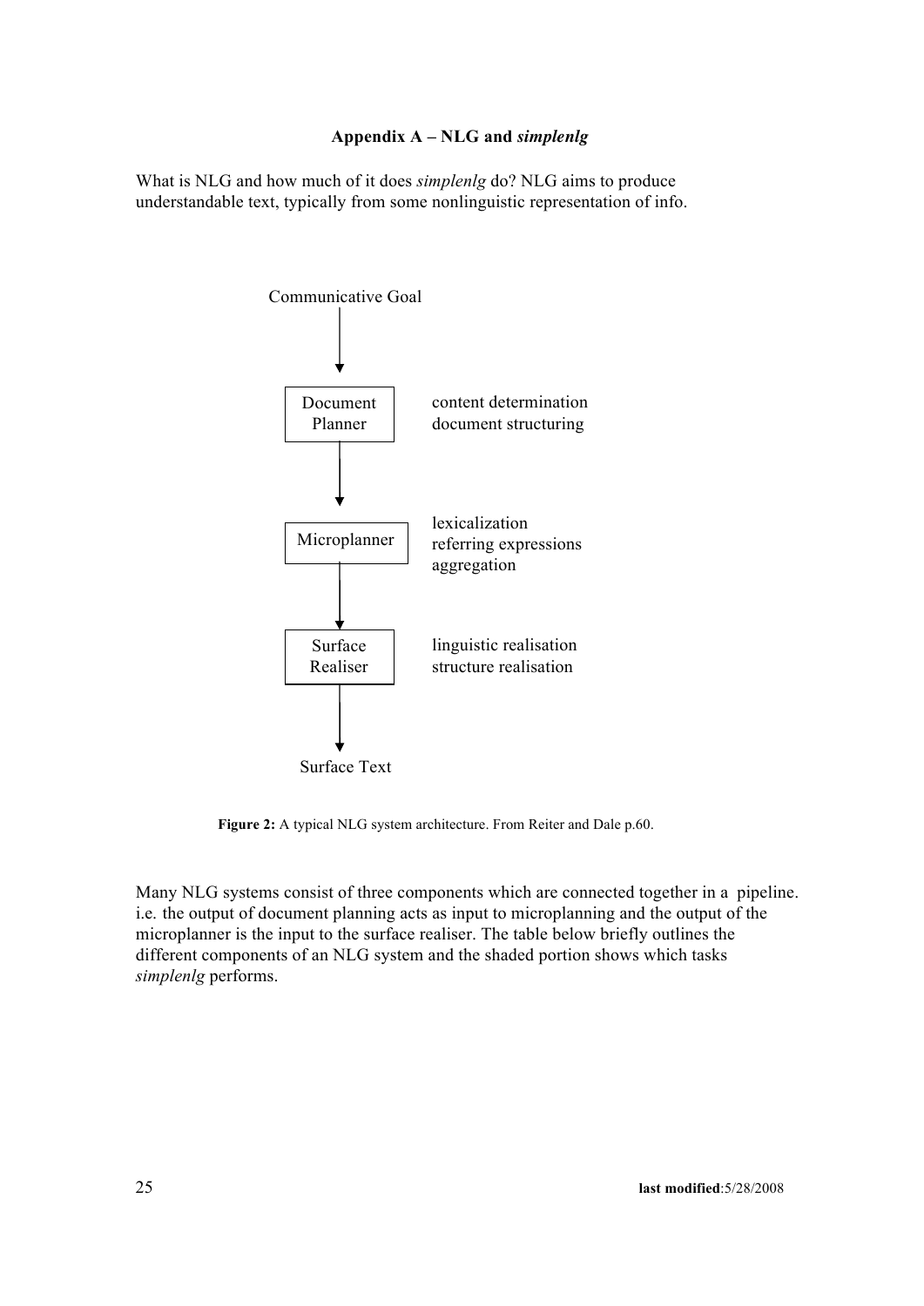# Appendix A – NLG and *simplenlg*

What is NLG and how much of it does *simplenlg* do? NLG aims to produce understandable text, typically from some nonlinguistic representation of info.

Communicative Goal

↓

Document Planner — content determination, document structuring

↓

Microplanner — lexicalization, referring expressions, aggregation

↓

Surface Realiser — linguistic realisation, structure realisation

↓

Surface Text

**Figure 2:** A typical NLG system architecture. From Reiter and Dale p.60.

Many NLG systems consist of three components which are connected together in a pipeline. i.e. the output of document planning acts as input to microplanning and the output of the microplanner is the input to the surface realiser. The table below briefly outlines the different components of an NLG system and the shaded portion shows which tasks *simplenlg* performs.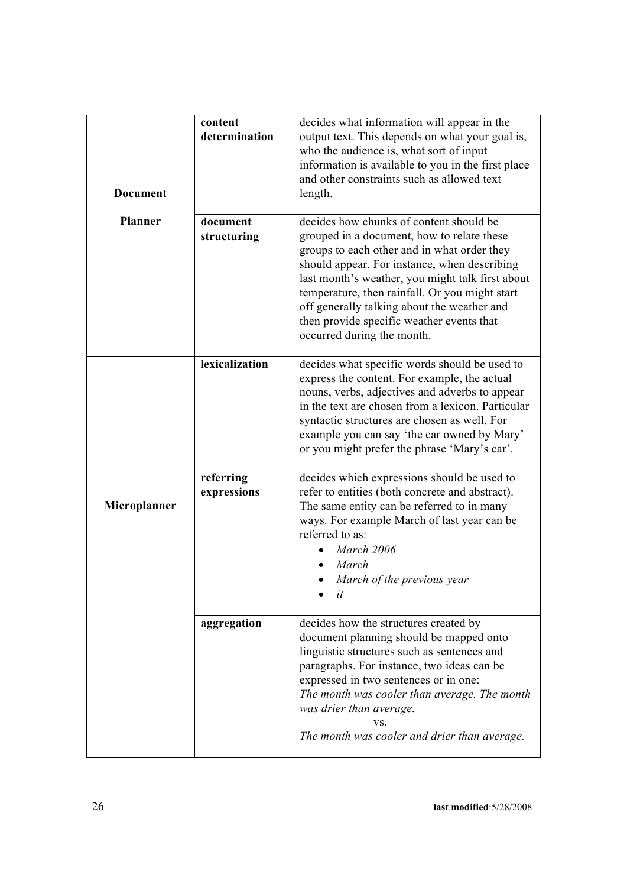| | | |
|---|---|---|
| **Document Planner** | **content determination** | decides what information will appear in the output text. This depends on what your goal is, who the audience is, what sort of input information is available to you in the first place and other constraints such as allowed text length. |
| | **document structuring** | decides how chunks of content should be grouped in a document, how to relate these groups to each other and in what order they should appear. For instance, when describing last month's weather, you might talk first about temperature, then rainfall. Or you might start off generally talking about the weather and then provide specific weather events that occurred during the month. |
| **Microplanner** | **lexicalization** | decides what specific words should be used to express the content. For example, the actual nouns, verbs, adjectives and adverbs to appear in the text are chosen from a lexicon. Particular syntactic structures are chosen as well. For example you can say 'the car owned by Mary' or you might prefer the phrase 'Mary's car'. |
| | **referring expressions** | decides which expressions should be used to refer to entities (both concrete and abstract). The same entity can be referred to in many ways. For example March of last year can be referred to as: • *March 2006* • *March* • *March of the previous year* • *it* |
| | **aggregation** | decides how the structures created by document planning should be mapped onto linguistic structures such as sentences and paragraphs. For instance, two ideas can be expressed in two sentences or in one: *The month was cooler than average. The month was drier than average.* vs. *The month was cooler and drier than average.* |

**last modified**:5/28/2008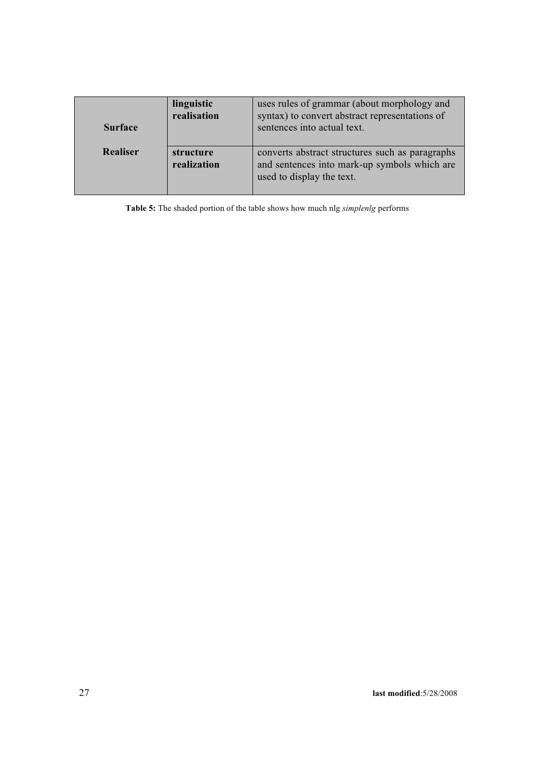| | | |
|---|---|---|
| **Surface Realiser** | **linguistic realisation** | uses rules of grammar (about morphology and syntax) to convert abstract representations of sentences into actual text. |
| | **structure realization** | converts abstract structures such as paragraphs and sentences into mark-up symbols which are used to display the text. |

**Table 5:** The shaded portion of the table shows how much nlg *simplenlg* performs

**last modified**:5/28/2008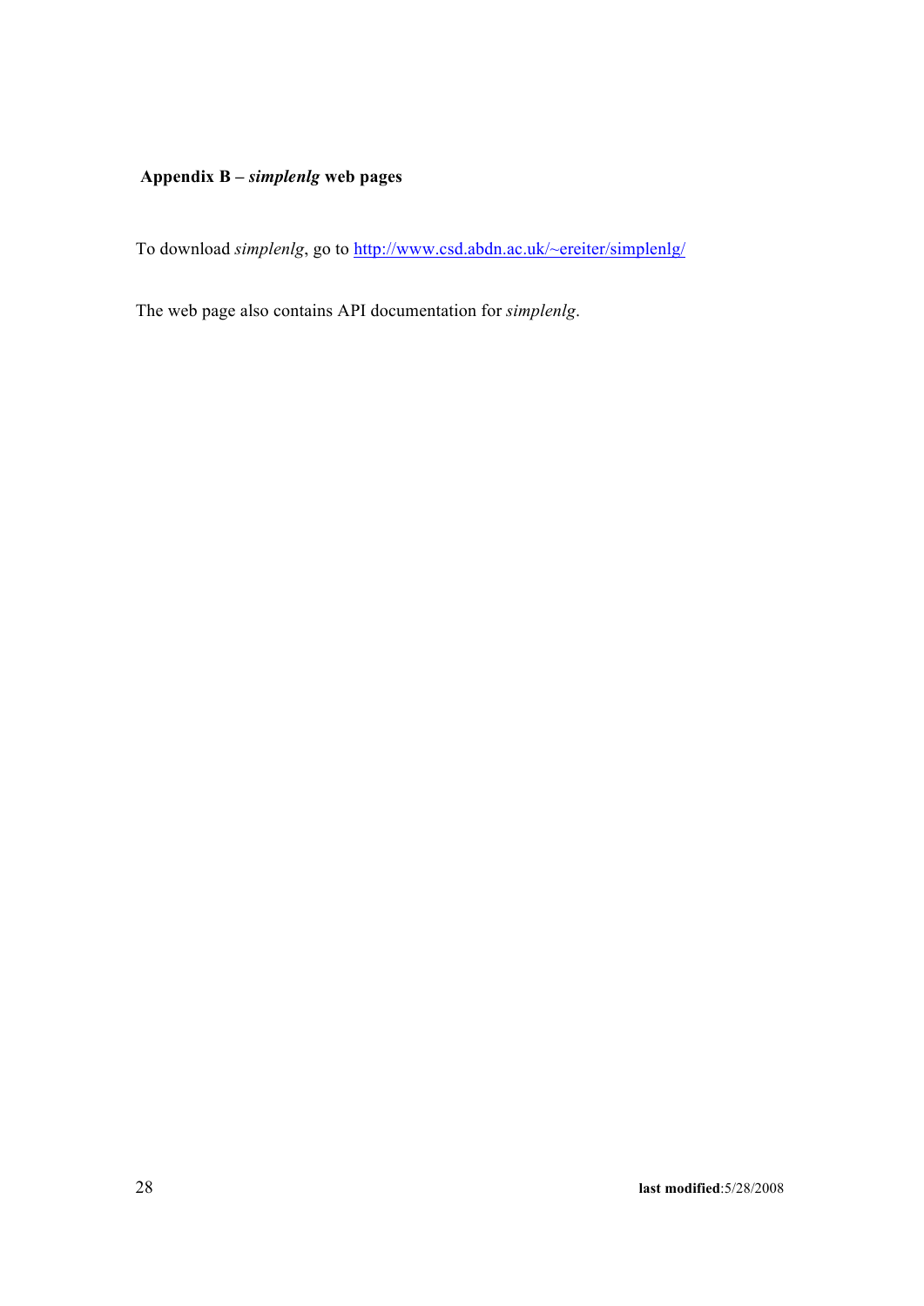## Appendix B – *simplenlg* web pages

To download *simplenlg*, go to http://www.csd.abdn.ac.uk/~ereiter/simplenlg/

The web page also contains API documentation for *simplenlg*.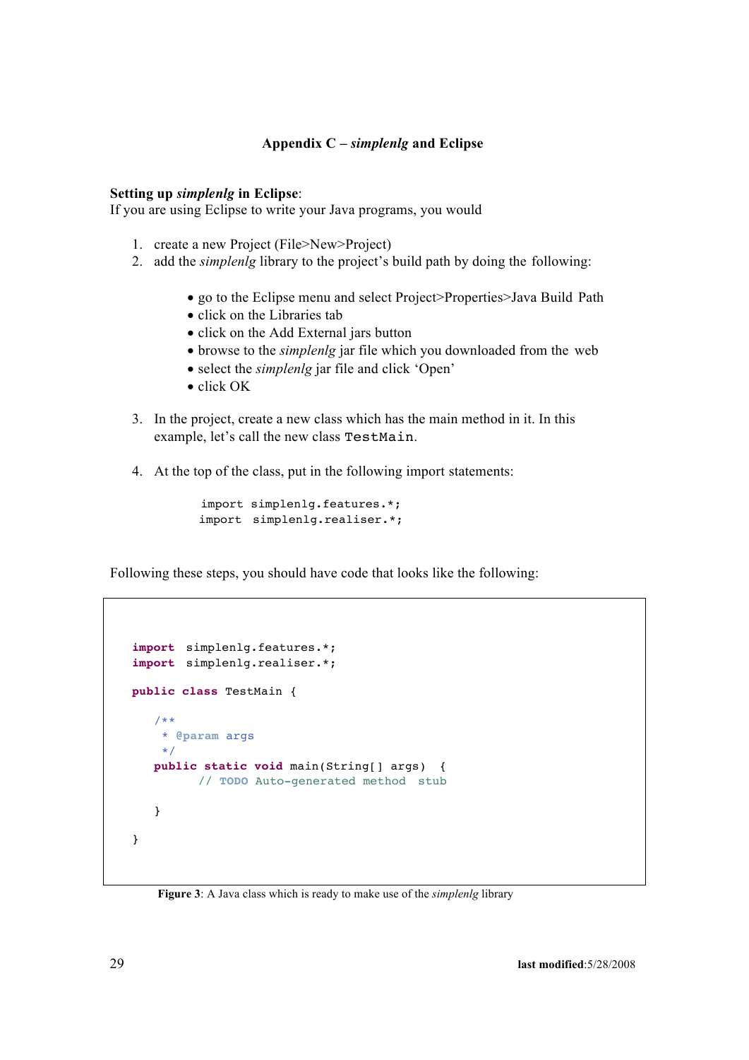## Appendix C – *simplenlg* and Eclipse

**Setting up *simplenlg* in Eclipse**:
If you are using Eclipse to write your Java programs, you would

1. create a new Project (File>New>Project)
2. add the *simplenlg* library to the project's build path by doing the following:

    - go to the Eclipse menu and select Project>Properties>Java Build Path
    - click on the Libraries tab
    - click on the Add External jars button
    - browse to the *simplenlg* jar file which you downloaded from the web
    - select the *simplenlg* jar file and click 'Open'
    - click OK

3. In the project, create a new class which has the main method in it. In this example, let's call the new class `TestMain`.

4. At the top of the class, put in the following import statements:

    ```
    import simplenlg.features.*;
    import simplenlg.realiser.*;
    ```

Following these steps, you should have code that looks like the following:

```
import simplenlg.features.*;
import simplenlg.realiser.*;

public class TestMain {

    /**
     * @param args
     */
    public static void main(String[] args) {
        // TODO Auto-generated method stub

    }

}
```

**Figure 3**: A Java class which is ready to make use of the *simplenlg* library

**last modified**:5/28/2008